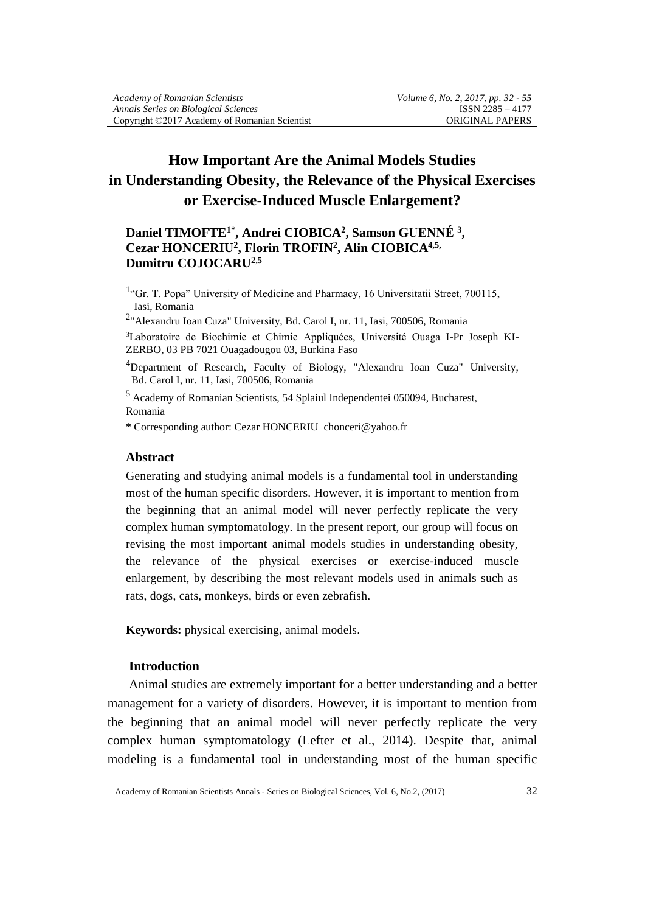# How Important Are the Animal Models Studies in Understanding Obesity, the Relevance of the Physical Exercises or Exercise-Induced Muscle Enlargement?

**Daniel TIMOFTE[1*], Andrei CIOBICA[2], Samson GUENNÉ [3], Cezar HONCERIU[2], Florin TROFIN[2], Alin CIOBICA[4,5], Dumitru COJOCARU[2,5]**

[1]"Gr. T. Popa" University of Medicine and Pharmacy, 16 Universitatii Street, 700115, Iasi, Romania

[2]"Alexandru Ioan Cuza" University, Bd. Carol I, nr. 11, Iasi, 700506, Romania

[3]Laboratoire de Biochimie et Chimie Appliquées, Université Ouaga I-Pr Joseph KI-ZERBO, 03 PB 7021 Ouagadougou 03, Burkina Faso

[4]Department of Research, Faculty of Biology, "Alexandru Ioan Cuza" University, Bd. Carol I, nr. 11, Iasi, 700506, Romania

[5] Academy of Romanian Scientists, 54 Splaiul Independentei 050094, Bucharest, Romania

\* Corresponding author: Cezar HONCERIU chonceri@yahoo.fr

## Abstract

Generating and studying animal models is a fundamental tool in understanding most of the human specific disorders. However, it is important to mention from the beginning that an animal model will never perfectly replicate the very complex human symptomatology. In the present report, our group will focus on revising the most important animal models studies in understanding obesity, the relevance of the physical exercises or exercise-induced muscle enlargement, by describing the most relevant models used in animals such as rats, dogs, cats, monkeys, birds or even zebrafish.

**Keywords:** physical exercising, animal models.

## Introduction

Animal studies are extremely important for a better understanding and a better management for a variety of disorders. However, it is important to mention from the beginning that an animal model will never perfectly replicate the very complex human symptomatology (Lefter et al., 2014). Despite that, animal modeling is a fundamental tool in understanding most of the human specific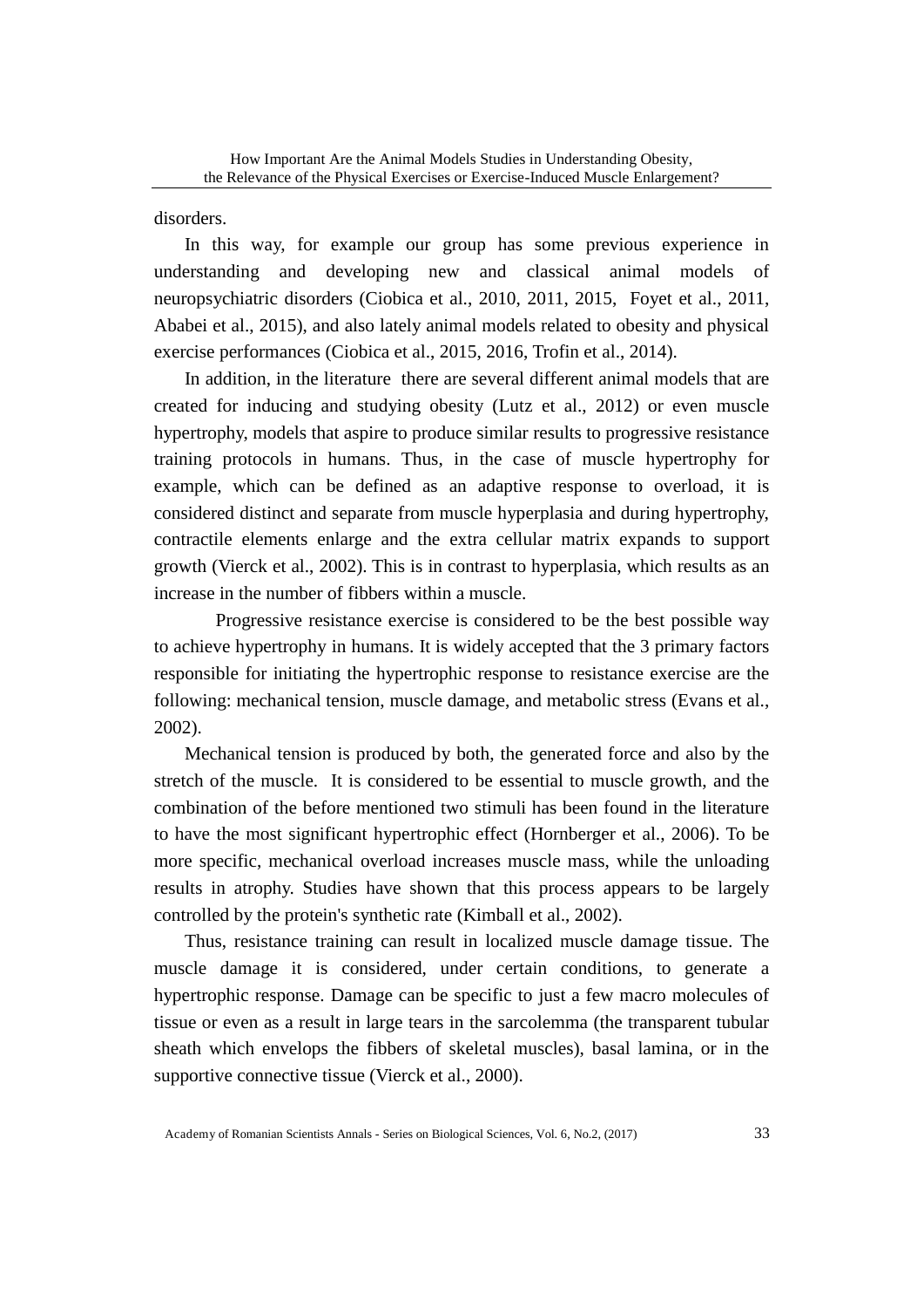disorders.

In this way, for example our group has some previous experience in understanding and developing new and classical animal models of neuropsychiatric disorders (Ciobica et al., 2010, 2011, 2015, Foyet et al., 2011, Ababei et al., 2015), and also lately animal models related to obesity and physical exercise performances (Ciobica et al., 2015, 2016, Trofin et al., 2014).

In addition, in the literature there are several different animal models that are created for inducing and studying obesity (Lutz et al., 2012) or even muscle hypertrophy, models that aspire to produce similar results to progressive resistance training protocols in humans. Thus, in the case of muscle hypertrophy for example, which can be defined as an adaptive response to overload, it is considered distinct and separate from muscle hyperplasia and during hypertrophy, contractile elements enlarge and the extra cellular matrix expands to support growth (Vierck et al., 2002). This is in contrast to hyperplasia, which results as an increase in the number of fibbers within a muscle.

Progressive resistance exercise is considered to be the best possible way to achieve hypertrophy in humans. It is widely accepted that the 3 primary factors responsible for initiating the hypertrophic response to resistance exercise are the following: mechanical tension, muscle damage, and metabolic stress (Evans et al., 2002).

Mechanical tension is produced by both, the generated force and also by the stretch of the muscle. It is considered to be essential to muscle growth, and the combination of the before mentioned two stimuli has been found in the literature to have the most significant hypertrophic effect (Hornberger et al., 2006). To be more specific, mechanical overload increases muscle mass, while the unloading results in atrophy. Studies have shown that this process appears to be largely controlled by the protein's synthetic rate (Kimball et al., 2002).

Thus, resistance training can result in localized muscle damage tissue. The muscle damage it is considered, under certain conditions, to generate a hypertrophic response. Damage can be specific to just a few macro molecules of tissue or even as a result in large tears in the sarcolemma (the transparent tubular sheath which envelops the fibbers of skeletal muscles), basal lamina, or in the supportive connective tissue (Vierck et al., 2000).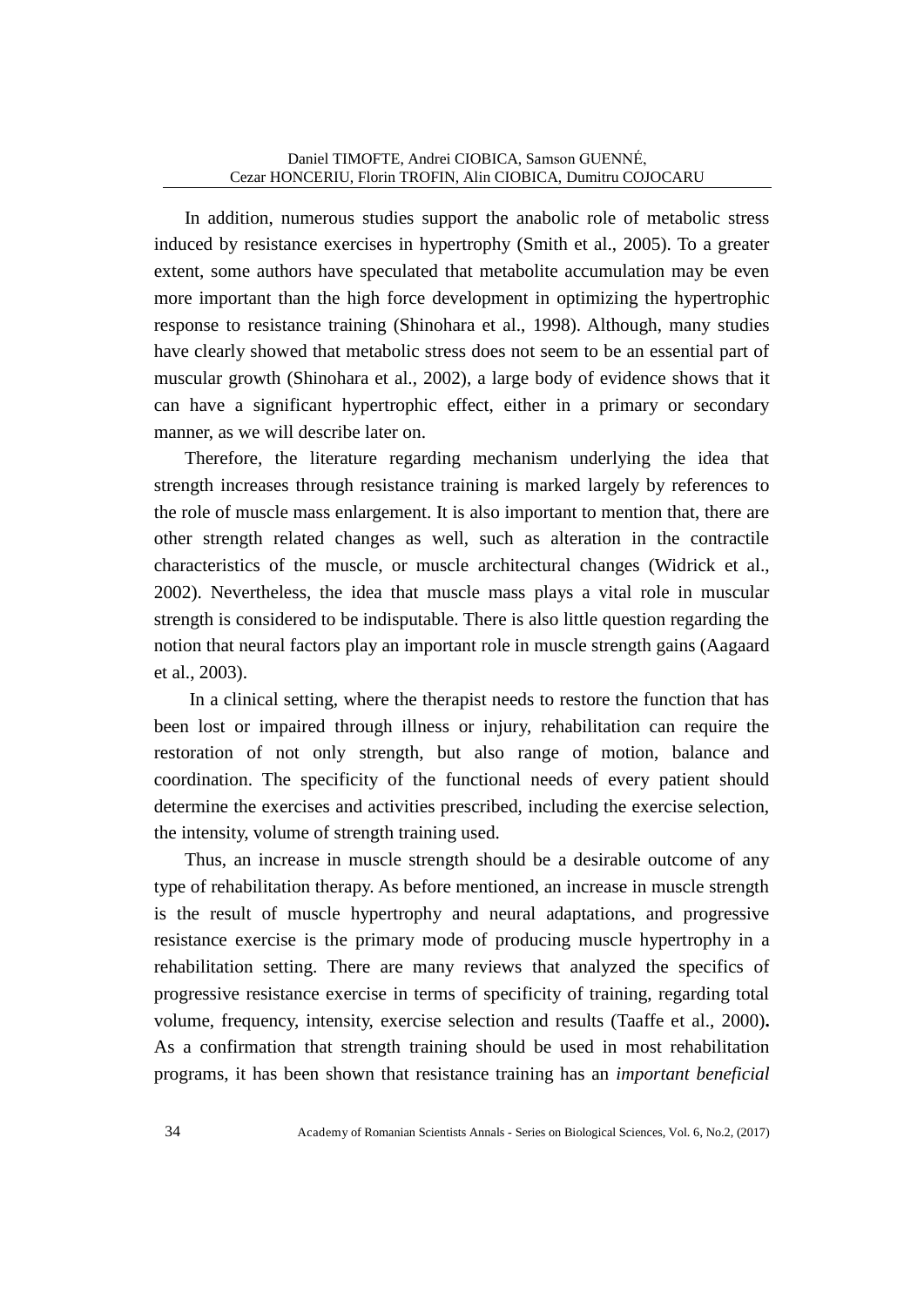In addition, numerous studies support the anabolic role of metabolic stress induced by resistance exercises in hypertrophy (Smith et al., 2005). To a greater extent, some authors have speculated that metabolite accumulation may be even more important than the high force development in optimizing the hypertrophic response to resistance training (Shinohara et al., 1998). Although, many studies have clearly showed that metabolic stress does not seem to be an essential part of muscular growth (Shinohara et al., 2002), a large body of evidence shows that it can have a significant hypertrophic effect, either in a primary or secondary manner, as we will describe later on.

Therefore, the literature regarding mechanism underlying the idea that strength increases through resistance training is marked largely by references to the role of muscle mass enlargement. It is also important to mention that, there are other strength related changes as well, such as alteration in the contractile characteristics of the muscle, or muscle architectural changes (Widrick et al., 2002). Nevertheless, the idea that muscle mass plays a vital role in muscular strength is considered to be indisputable. There is also little question regarding the notion that neural factors play an important role in muscle strength gains (Aagaard et al., 2003).

In a clinical setting, where the therapist needs to restore the function that has been lost or impaired through illness or injury, rehabilitation can require the restoration of not only strength, but also range of motion, balance and coordination. The specificity of the functional needs of every patient should determine the exercises and activities prescribed, including the exercise selection, the intensity, volume of strength training used.

Thus, an increase in muscle strength should be a desirable outcome of any type of rehabilitation therapy. As before mentioned, an increase in muscle strength is the result of muscle hypertrophy and neural adaptations, and progressive resistance exercise is the primary mode of producing muscle hypertrophy in a rehabilitation setting. There are many reviews that analyzed the specifics of progressive resistance exercise in terms of specificity of training, regarding total volume, frequency, intensity, exercise selection and results (Taaffe et al., 2000). As a confirmation that strength training should be used in most rehabilitation programs, it has been shown that resistance training has an *important beneficial*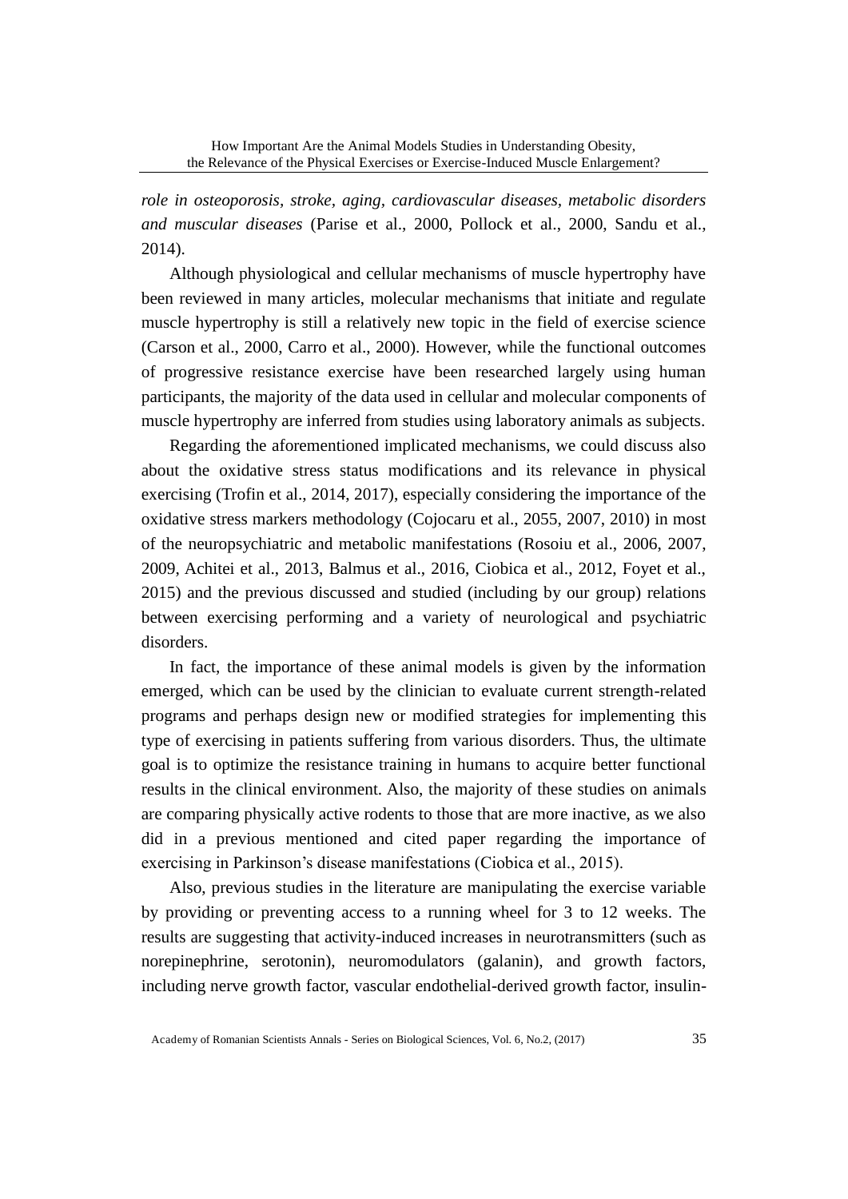*role in osteoporosis, stroke, aging, cardiovascular diseases, metabolic disorders and muscular diseases* (Parise et al., 2000, Pollock et al., 2000, Sandu et al., 2014).

Although physiological and cellular mechanisms of muscle hypertrophy have been reviewed in many articles, molecular mechanisms that initiate and regulate muscle hypertrophy is still a relatively new topic in the field of exercise science (Carson et al., 2000, Carro et al., 2000). However, while the functional outcomes of progressive resistance exercise have been researched largely using human participants, the majority of the data used in cellular and molecular components of muscle hypertrophy are inferred from studies using laboratory animals as subjects.

Regarding the aforementioned implicated mechanisms, we could discuss also about the oxidative stress status modifications and its relevance in physical exercising (Trofin et al., 2014, 2017), especially considering the importance of the oxidative stress markers methodology (Cojocaru et al., 2055, 2007, 2010) in most of the neuropsychiatric and metabolic manifestations (Rosoiu et al., 2006, 2007, 2009, Achitei et al., 2013, Balmus et al., 2016, Ciobica et al., 2012, Foyet et al., 2015) and the previous discussed and studied (including by our group) relations between exercising performing and a variety of neurological and psychiatric disorders.

In fact, the importance of these animal models is given by the information emerged, which can be used by the clinician to evaluate current strength-related programs and perhaps design new or modified strategies for implementing this type of exercising in patients suffering from various disorders. Thus, the ultimate goal is to optimize the resistance training in humans to acquire better functional results in the clinical environment. Also, the majority of these studies on animals are comparing physically active rodents to those that are more inactive, as we also did in a previous mentioned and cited paper regarding the importance of exercising in Parkinson's disease manifestations (Ciobica et al., 2015).

Also, previous studies in the literature are manipulating the exercise variable by providing or preventing access to a running wheel for 3 to 12 weeks. The results are suggesting that activity-induced increases in neurotransmitters (such as norepinephrine, serotonin), neuromodulators (galanin), and growth factors, including nerve growth factor, vascular endothelial-derived growth factor, insulin-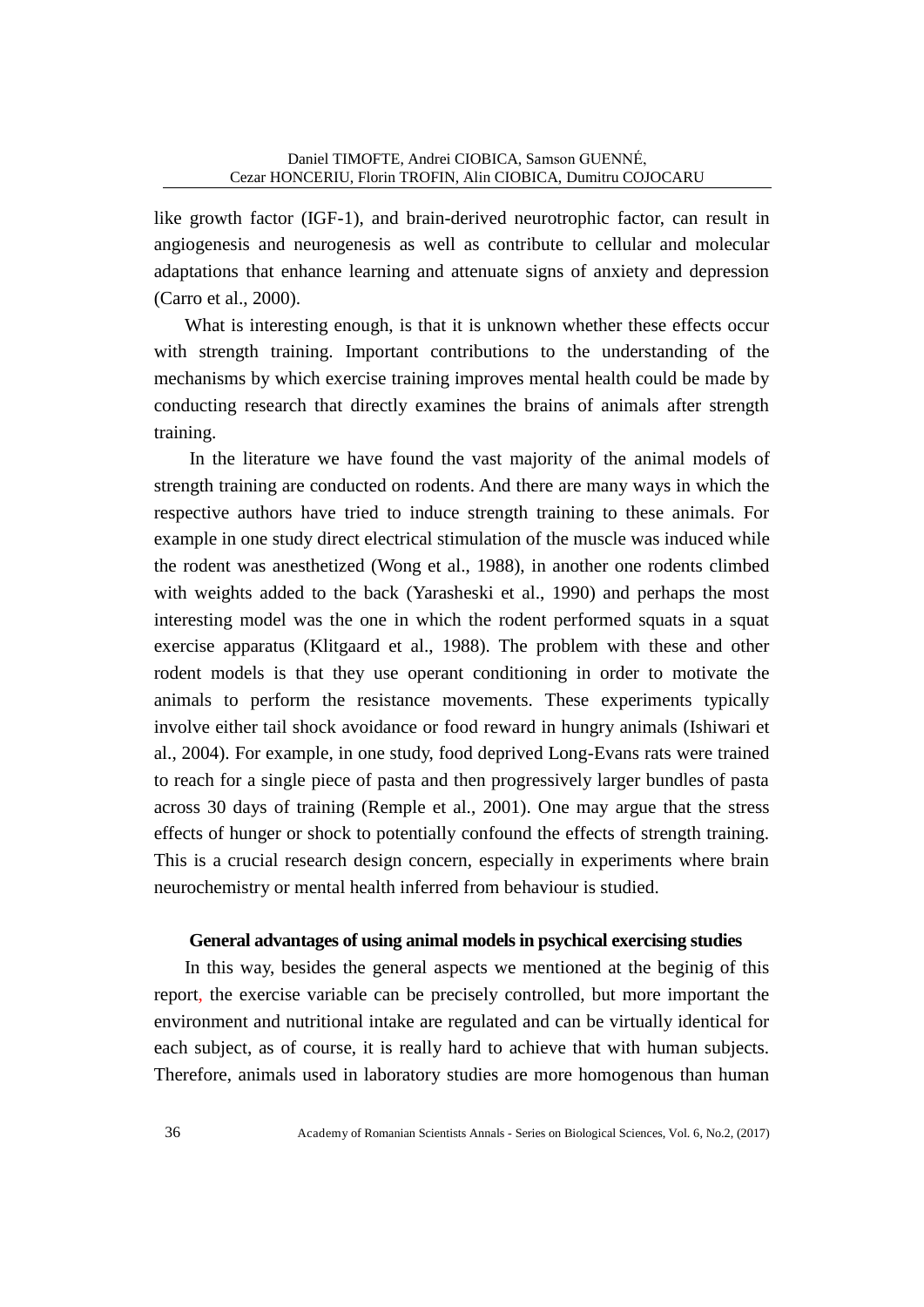like growth factor (IGF-1), and brain-derived neurotrophic factor, can result in angiogenesis and neurogenesis as well as contribute to cellular and molecular adaptations that enhance learning and attenuate signs of anxiety and depression (Carro et al., 2000).

What is interesting enough, is that it is unknown whether these effects occur with strength training. Important contributions to the understanding of the mechanisms by which exercise training improves mental health could be made by conducting research that directly examines the brains of animals after strength training.

In the literature we have found the vast majority of the animal models of strength training are conducted on rodents. And there are many ways in which the respective authors have tried to induce strength training to these animals. For example in one study direct electrical stimulation of the muscle was induced while the rodent was anesthetized (Wong et al., 1988), in another one rodents climbed with weights added to the back (Yarasheski et al., 1990) and perhaps the most interesting model was the one in which the rodent performed squats in a squat exercise apparatus (Klitgaard et al., 1988). The problem with these and other rodent models is that they use operant conditioning in order to motivate the animals to perform the resistance movements. These experiments typically involve either tail shock avoidance or food reward in hungry animals (Ishiwari et al., 2004). For example, in one study, food deprived Long-Evans rats were trained to reach for a single piece of pasta and then progressively larger bundles of pasta across 30 days of training (Remple et al., 2001). One may argue that the stress effects of hunger or shock to potentially confound the effects of strength training. This is a crucial research design concern, especially in experiments where brain neurochemistry or mental health inferred from behaviour is studied.

## General advantages of using animal models in psychical exercising studies

In this way, besides the general aspects we mentioned at the beginig of this report, the exercise variable can be precisely controlled, but more important the environment and nutritional intake are regulated and can be virtually identical for each subject, as of course, it is really hard to achieve that with human subjects. Therefore, animals used in laboratory studies are more homogenous than human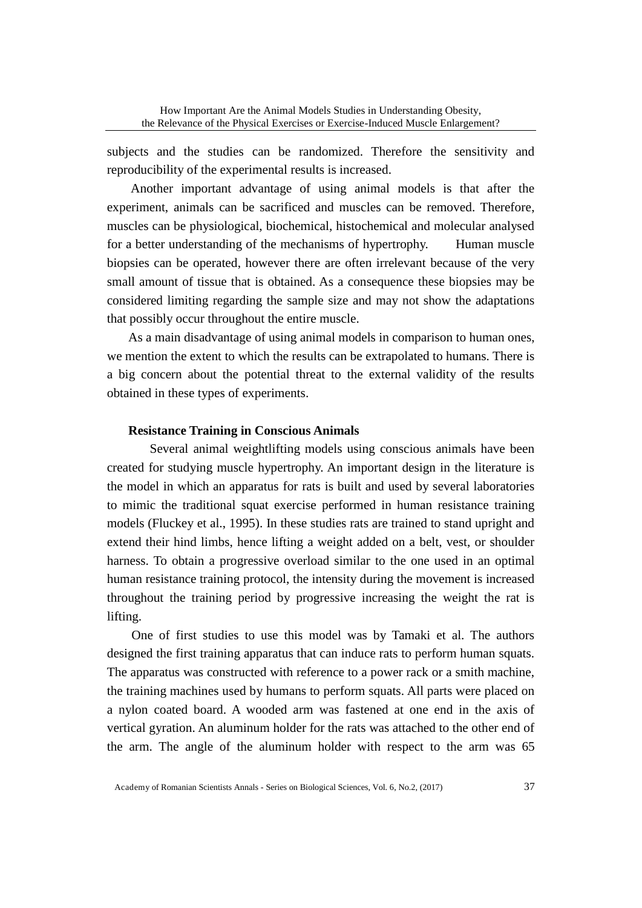subjects and the studies can be randomized. Therefore the sensitivity and reproducibility of the experimental results is increased.

Another important advantage of using animal models is that after the experiment, animals can be sacrificed and muscles can be removed. Therefore, muscles can be physiological, biochemical, histochemical and molecular analysed for a better understanding of the mechanisms of hypertrophy. Human muscle biopsies can be operated, however there are often irrelevant because of the very small amount of tissue that is obtained. As a consequence these biopsies may be considered limiting regarding the sample size and may not show the adaptations that possibly occur throughout the entire muscle.

As a main disadvantage of using animal models in comparison to human ones, we mention the extent to which the results can be extrapolated to humans. There is a big concern about the potential threat to the external validity of the results obtained in these types of experiments.

**Resistance Training in Conscious Animals**

Several animal weightlifting models using conscious animals have been created for studying muscle hypertrophy. An important design in the literature is the model in which an apparatus for rats is built and used by several laboratories to mimic the traditional squat exercise performed in human resistance training models (Fluckey et al., 1995). In these studies rats are trained to stand upright and extend their hind limbs, hence lifting a weight added on a belt, vest, or shoulder harness. To obtain a progressive overload similar to the one used in an optimal human resistance training protocol, the intensity during the movement is increased throughout the training period by progressive increasing the weight the rat is lifting.

One of first studies to use this model was by Tamaki et al. The authors designed the first training apparatus that can induce rats to perform human squats. The apparatus was constructed with reference to a power rack or a smith machine, the training machines used by humans to perform squats. All parts were placed on a nylon coated board. A wooded arm was fastened at one end in the axis of vertical gyration. An aluminum holder for the rats was attached to the other end of the arm. The angle of the aluminum holder with respect to the arm was 65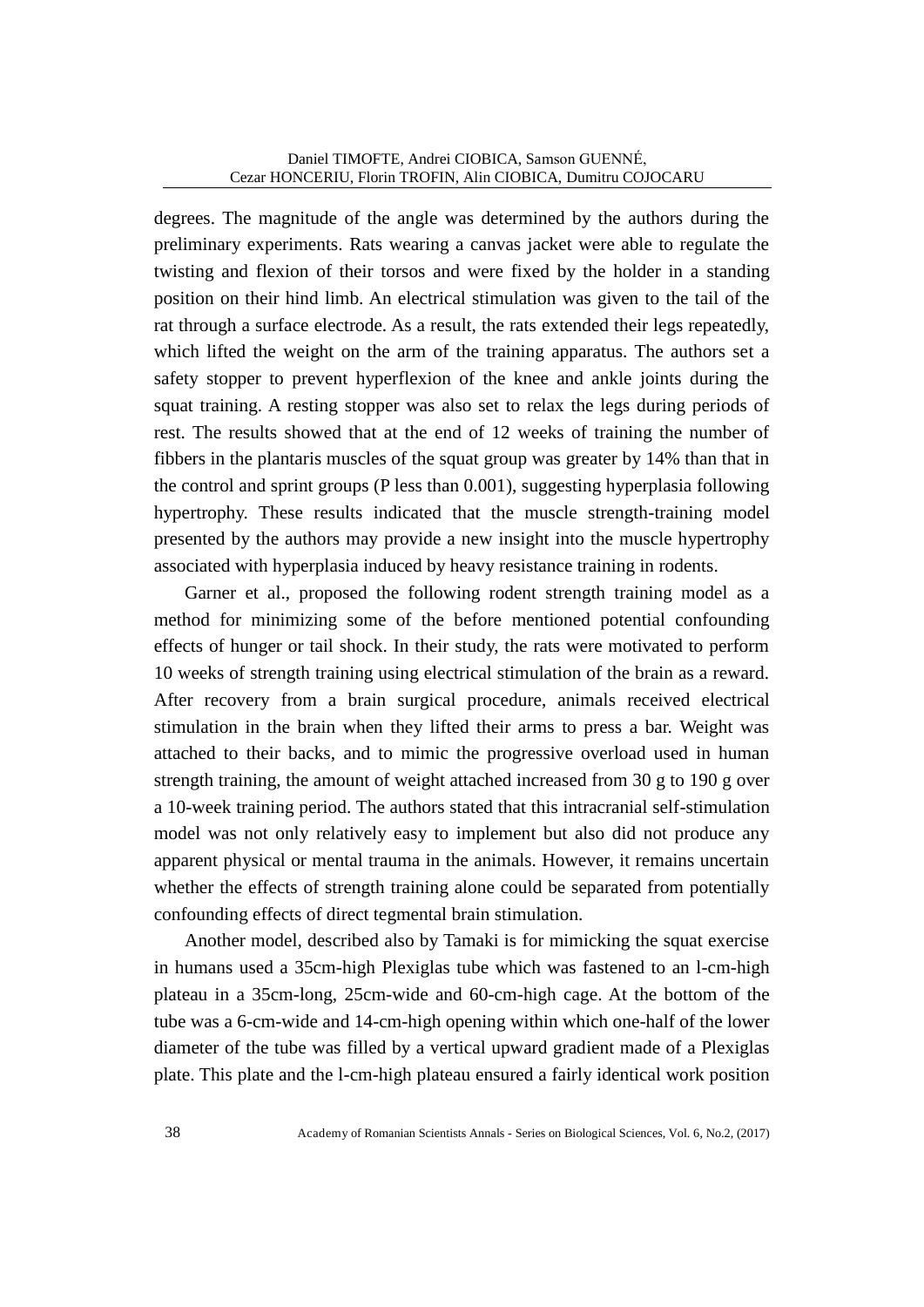degrees. The magnitude of the angle was determined by the authors during the preliminary experiments. Rats wearing a canvas jacket were able to regulate the twisting and flexion of their torsos and were fixed by the holder in a standing position on their hind limb. An electrical stimulation was given to the tail of the rat through a surface electrode. As a result, the rats extended their legs repeatedly, which lifted the weight on the arm of the training apparatus. The authors set a safety stopper to prevent hyperflexion of the knee and ankle joints during the squat training. A resting stopper was also set to relax the legs during periods of rest. The results showed that at the end of 12 weeks of training the number of fibbers in the plantaris muscles of the squat group was greater by 14% than that in the control and sprint groups (P less than 0.001), suggesting hyperplasia following hypertrophy. These results indicated that the muscle strength-training model presented by the authors may provide a new insight into the muscle hypertrophy associated with hyperplasia induced by heavy resistance training in rodents.

Garner et al., proposed the following rodent strength training model as a method for minimizing some of the before mentioned potential confounding effects of hunger or tail shock. In their study, the rats were motivated to perform 10 weeks of strength training using electrical stimulation of the brain as a reward. After recovery from a brain surgical procedure, animals received electrical stimulation in the brain when they lifted their arms to press a bar. Weight was attached to their backs, and to mimic the progressive overload used in human strength training, the amount of weight attached increased from 30 g to 190 g over a 10-week training period. The authors stated that this intracranial self-stimulation model was not only relatively easy to implement but also did not produce any apparent physical or mental trauma in the animals. However, it remains uncertain whether the effects of strength training alone could be separated from potentially confounding effects of direct tegmental brain stimulation.

Another model, described also by Tamaki is for mimicking the squat exercise in humans used a 35cm-high Plexiglas tube which was fastened to an l-cm-high plateau in a 35cm-long, 25cm-wide and 60-cm-high cage. At the bottom of the tube was a 6-cm-wide and 14-cm-high opening within which one-half of the lower diameter of the tube was filled by a vertical upward gradient made of a Plexiglas plate. This plate and the l-cm-high plateau ensured a fairly identical work position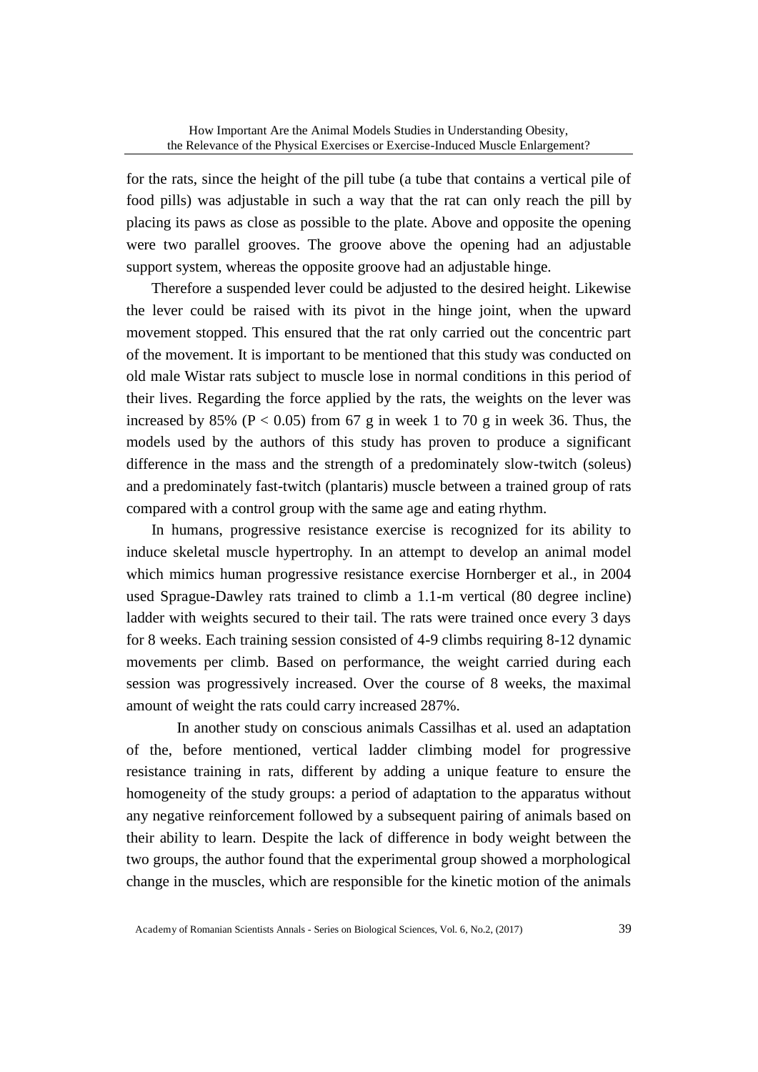for the rats, since the height of the pill tube (a tube that contains a vertical pile of food pills) was adjustable in such a way that the rat can only reach the pill by placing its paws as close as possible to the plate. Above and opposite the opening were two parallel grooves. The groove above the opening had an adjustable support system, whereas the opposite groove had an adjustable hinge.

Therefore a suspended lever could be adjusted to the desired height. Likewise the lever could be raised with its pivot in the hinge joint, when the upward movement stopped. This ensured that the rat only carried out the concentric part of the movement. It is important to be mentioned that this study was conducted on old male Wistar rats subject to muscle lose in normal conditions in this period of their lives. Regarding the force applied by the rats, the weights on the lever was increased by 85% ($P < 0.05$) from 67 g in week 1 to 70 g in week 36. Thus, the models used by the authors of this study has proven to produce a significant difference in the mass and the strength of a predominately slow-twitch (soleus) and a predominately fast-twitch (plantaris) muscle between a trained group of rats compared with a control group with the same age and eating rhythm.

In humans, progressive resistance exercise is recognized for its ability to induce skeletal muscle hypertrophy. In an attempt to develop an animal model which mimics human progressive resistance exercise Hornberger et al., in 2004 used Sprague-Dawley rats trained to climb a 1.1-m vertical (80 degree incline) ladder with weights secured to their tail. The rats were trained once every 3 days for 8 weeks. Each training session consisted of 4-9 climbs requiring 8-12 dynamic movements per climb. Based on performance, the weight carried during each session was progressively increased. Over the course of 8 weeks, the maximal amount of weight the rats could carry increased 287%.

In another study on conscious animals Cassilhas et al. used an adaptation of the, before mentioned, vertical ladder climbing model for progressive resistance training in rats, different by adding a unique feature to ensure the homogeneity of the study groups: a period of adaptation to the apparatus without any negative reinforcement followed by a subsequent pairing of animals based on their ability to learn. Despite the lack of difference in body weight between the two groups, the author found that the experimental group showed a morphological change in the muscles, which are responsible for the kinetic motion of the animals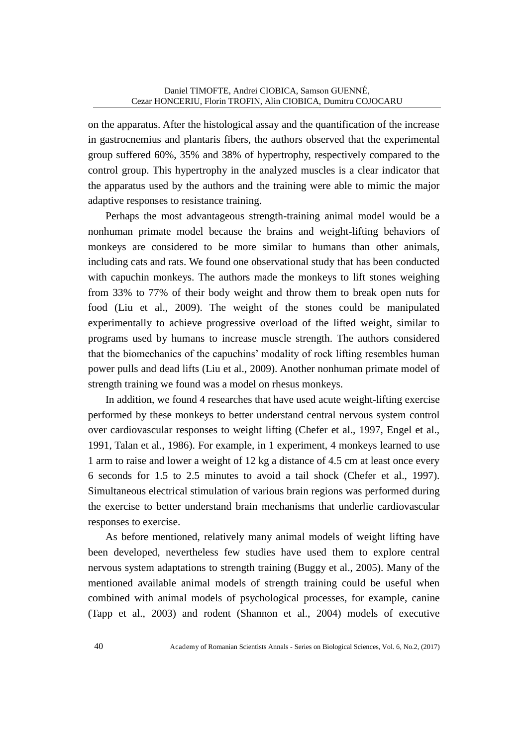on the apparatus. After the histological assay and the quantification of the increase in gastrocnemius and plantaris fibers, the authors observed that the experimental group suffered 60%, 35% and 38% of hypertrophy, respectively compared to the control group. This hypertrophy in the analyzed muscles is a clear indicator that the apparatus used by the authors and the training were able to mimic the major adaptive responses to resistance training.

Perhaps the most advantageous strength-training animal model would be a nonhuman primate model because the brains and weight-lifting behaviors of monkeys are considered to be more similar to humans than other animals, including cats and rats. We found one observational study that has been conducted with capuchin monkeys. The authors made the monkeys to lift stones weighing from 33% to 77% of their body weight and throw them to break open nuts for food (Liu et al., 2009). The weight of the stones could be manipulated experimentally to achieve progressive overload of the lifted weight, similar to programs used by humans to increase muscle strength. The authors considered that the biomechanics of the capuchins' modality of rock lifting resembles human power pulls and dead lifts (Liu et al., 2009). Another nonhuman primate model of strength training we found was a model on rhesus monkeys.

In addition, we found 4 researches that have used acute weight-lifting exercise performed by these monkeys to better understand central nervous system control over cardiovascular responses to weight lifting (Chefer et al., 1997, Engel et al., 1991, Talan et al., 1986). For example, in 1 experiment, 4 monkeys learned to use 1 arm to raise and lower a weight of 12 kg a distance of 4.5 cm at least once every 6 seconds for 1.5 to 2.5 minutes to avoid a tail shock (Chefer et al., 1997). Simultaneous electrical stimulation of various brain regions was performed during the exercise to better understand brain mechanisms that underlie cardiovascular responses to exercise.

As before mentioned, relatively many animal models of weight lifting have been developed, nevertheless few studies have used them to explore central nervous system adaptations to strength training (Buggy et al., 2005). Many of the mentioned available animal models of strength training could be useful when combined with animal models of psychological processes, for example, canine (Tapp et al., 2003) and rodent (Shannon et al., 2004) models of executive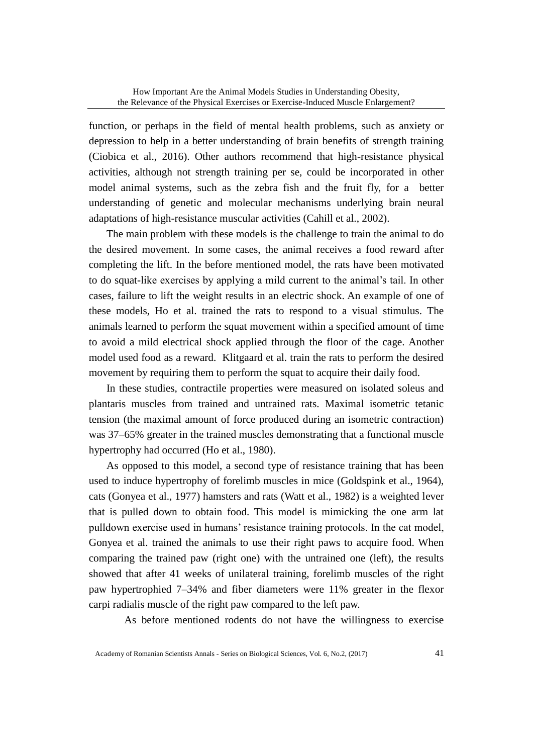function, or perhaps in the field of mental health problems, such as anxiety or depression to help in a better understanding of brain benefits of strength training (Ciobica et al., 2016). Other authors recommend that high-resistance physical activities, although not strength training per se, could be incorporated in other model animal systems, such as the zebra fish and the fruit fly, for a better understanding of genetic and molecular mechanisms underlying brain neural adaptations of high-resistance muscular activities (Cahill et al., 2002).

The main problem with these models is the challenge to train the animal to do the desired movement. In some cases, the animal receives a food reward after completing the lift. In the before mentioned model, the rats have been motivated to do squat-like exercises by applying a mild current to the animal's tail. In other cases, failure to lift the weight results in an electric shock. An example of one of these models, Ho et al. trained the rats to respond to a visual stimulus. The animals learned to perform the squat movement within a specified amount of time to avoid a mild electrical shock applied through the floor of the cage. Another model used food as a reward. Klitgaard et al. train the rats to perform the desired movement by requiring them to perform the squat to acquire their daily food.

In these studies, contractile properties were measured on isolated soleus and plantaris muscles from trained and untrained rats. Maximal isometric tetanic tension (the maximal amount of force produced during an isometric contraction) was 37–65% greater in the trained muscles demonstrating that a functional muscle hypertrophy had occurred (Ho et al., 1980).

As opposed to this model, a second type of resistance training that has been used to induce hypertrophy of forelimb muscles in mice (Goldspink et al., 1964), cats (Gonyea et al., 1977) hamsters and rats (Watt et al., 1982) is a weighted lever that is pulled down to obtain food. This model is mimicking the one arm lat pulldown exercise used in humans' resistance training protocols. In the cat model, Gonyea et al. trained the animals to use their right paws to acquire food. When comparing the trained paw (right one) with the untrained one (left), the results showed that after 41 weeks of unilateral training, forelimb muscles of the right paw hypertrophied 7–34% and fiber diameters were 11% greater in the flexor carpi radialis muscle of the right paw compared to the left paw.

As before mentioned rodents do not have the willingness to exercise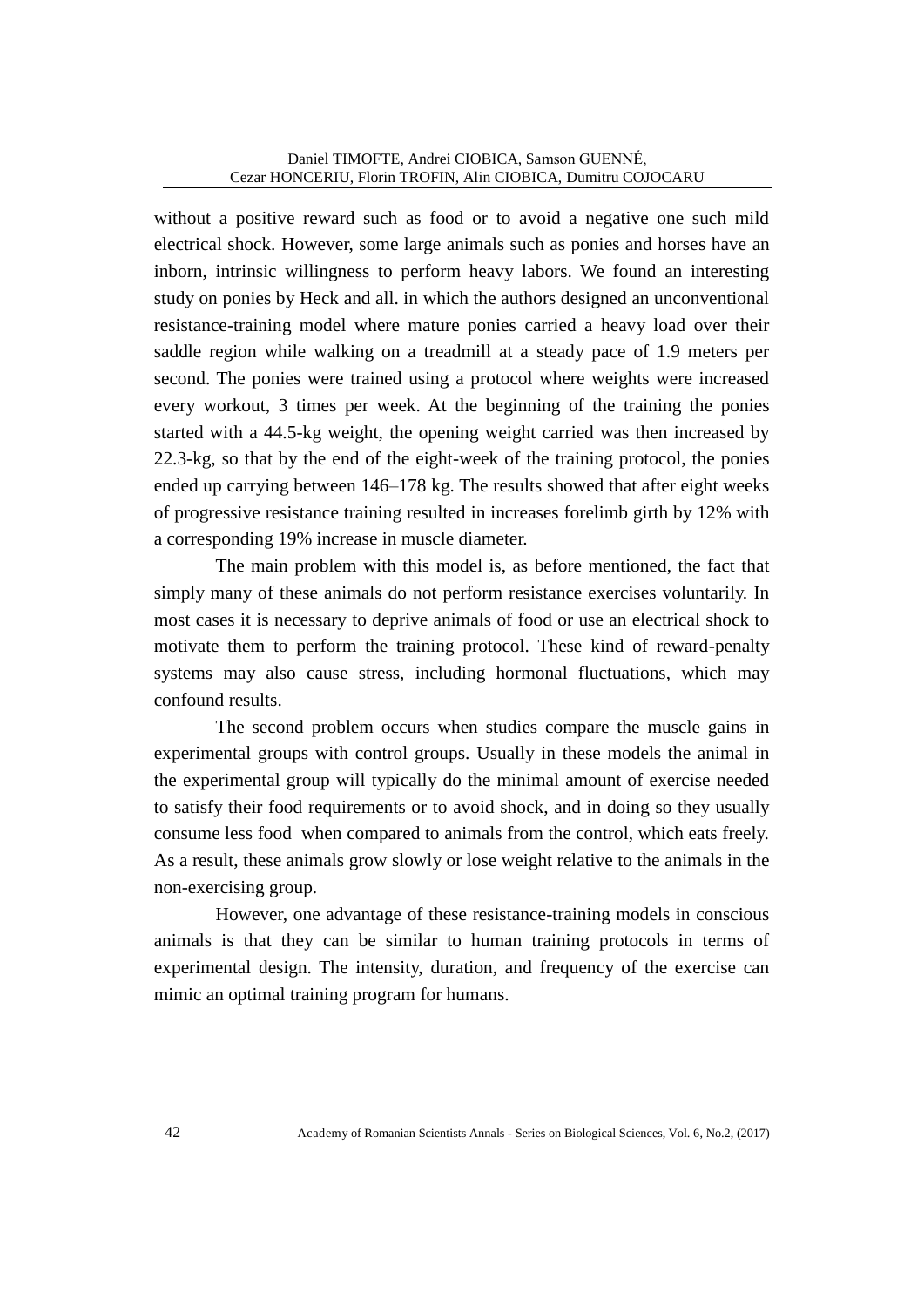without a positive reward such as food or to avoid a negative one such mild electrical shock. However, some large animals such as ponies and horses have an inborn, intrinsic willingness to perform heavy labors. We found an interesting study on ponies by Heck and all. in which the authors designed an unconventional resistance-training model where mature ponies carried a heavy load over their saddle region while walking on a treadmill at a steady pace of 1.9 meters per second. The ponies were trained using a protocol where weights were increased every workout, 3 times per week. At the beginning of the training the ponies started with a 44.5-kg weight, the opening weight carried was then increased by 22.3-kg, so that by the end of the eight-week of the training protocol, the ponies ended up carrying between 146–178 kg. The results showed that after eight weeks of progressive resistance training resulted in increases forelimb girth by 12% with a corresponding 19% increase in muscle diameter.

The main problem with this model is, as before mentioned, the fact that simply many of these animals do not perform resistance exercises voluntarily. In most cases it is necessary to deprive animals of food or use an electrical shock to motivate them to perform the training protocol. These kind of reward-penalty systems may also cause stress, including hormonal fluctuations, which may confound results.

The second problem occurs when studies compare the muscle gains in experimental groups with control groups. Usually in these models the animal in the experimental group will typically do the minimal amount of exercise needed to satisfy their food requirements or to avoid shock, and in doing so they usually consume less food when compared to animals from the control, which eats freely. As a result, these animals grow slowly or lose weight relative to the animals in the non-exercising group.

However, one advantage of these resistance-training models in conscious animals is that they can be similar to human training protocols in terms of experimental design. The intensity, duration, and frequency of the exercise can mimic an optimal training program for humans.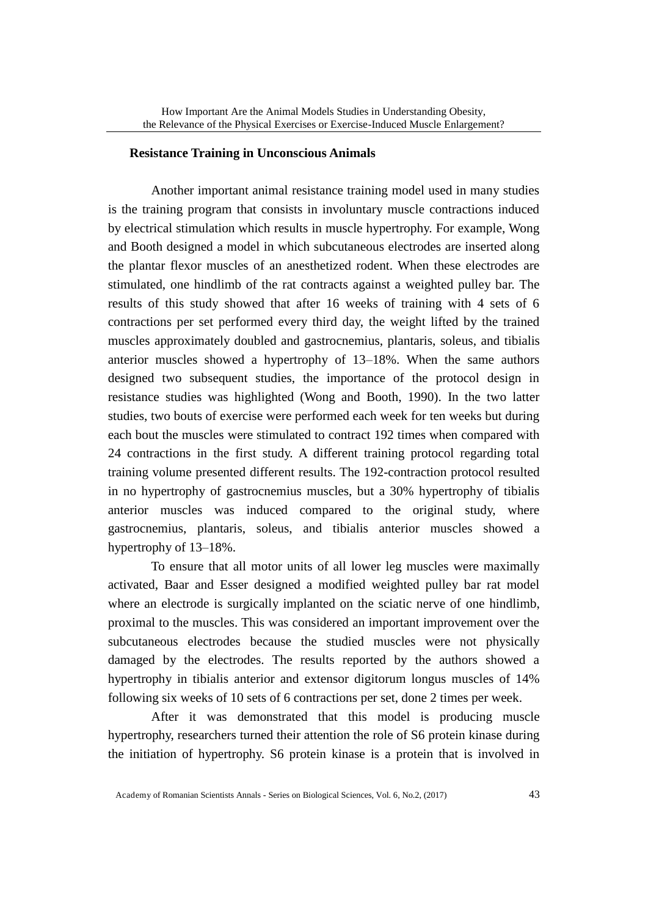## Resistance Training in Unconscious Animals

Another important animal resistance training model used in many studies is the training program that consists in involuntary muscle contractions induced by electrical stimulation which results in muscle hypertrophy. For example, Wong and Booth designed a model in which subcutaneous electrodes are inserted along the plantar flexor muscles of an anesthetized rodent. When these electrodes are stimulated, one hindlimb of the rat contracts against a weighted pulley bar. The results of this study showed that after 16 weeks of training with 4 sets of 6 contractions per set performed every third day, the weight lifted by the trained muscles approximately doubled and gastrocnemius, plantaris, soleus, and tibialis anterior muscles showed a hypertrophy of 13–18%. When the same authors designed two subsequent studies, the importance of the protocol design in resistance studies was highlighted (Wong and Booth, 1990). In the two latter studies, two bouts of exercise were performed each week for ten weeks but during each bout the muscles were stimulated to contract 192 times when compared with 24 contractions in the first study. A different training protocol regarding total training volume presented different results. The 192-contraction protocol resulted in no hypertrophy of gastrocnemius muscles, but a 30% hypertrophy of tibialis anterior muscles was induced compared to the original study, where gastrocnemius, plantaris, soleus, and tibialis anterior muscles showed a hypertrophy of 13–18%.

To ensure that all motor units of all lower leg muscles were maximally activated, Baar and Esser designed a modified weighted pulley bar rat model where an electrode is surgically implanted on the sciatic nerve of one hindlimb, proximal to the muscles. This was considered an important improvement over the subcutaneous electrodes because the studied muscles were not physically damaged by the electrodes. The results reported by the authors showed a hypertrophy in tibialis anterior and extensor digitorum longus muscles of 14% following six weeks of 10 sets of 6 contractions per set, done 2 times per week.

After it was demonstrated that this model is producing muscle hypertrophy, researchers turned their attention the role of S6 protein kinase during the initiation of hypertrophy. S6 protein kinase is a protein that is involved in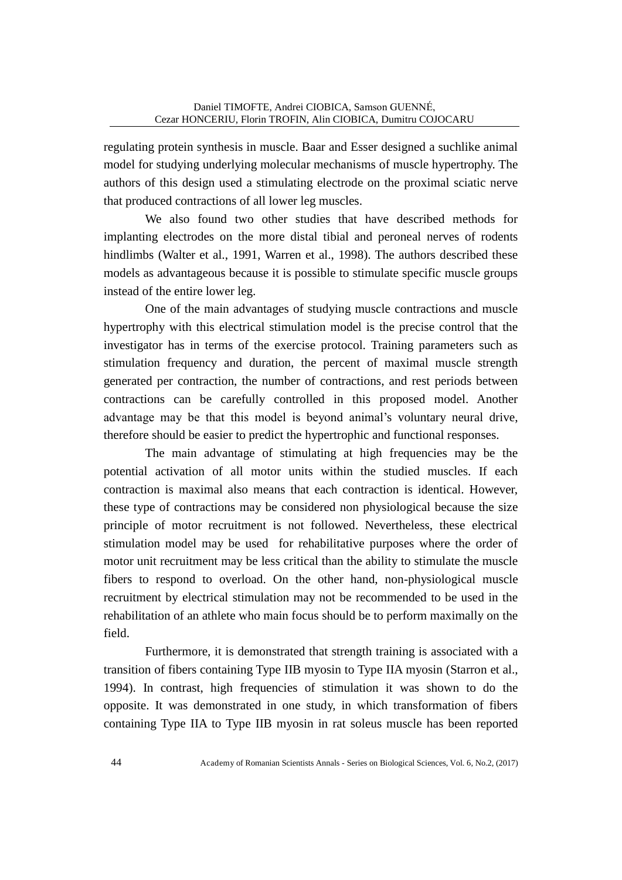regulating protein synthesis in muscle. Baar and Esser designed a suchlike animal model for studying underlying molecular mechanisms of muscle hypertrophy. The authors of this design used a stimulating electrode on the proximal sciatic nerve that produced contractions of all lower leg muscles.

We also found two other studies that have described methods for implanting electrodes on the more distal tibial and peroneal nerves of rodents hindlimbs (Walter et al., 1991, Warren et al., 1998). The authors described these models as advantageous because it is possible to stimulate specific muscle groups instead of the entire lower leg.

One of the main advantages of studying muscle contractions and muscle hypertrophy with this electrical stimulation model is the precise control that the investigator has in terms of the exercise protocol. Training parameters such as stimulation frequency and duration, the percent of maximal muscle strength generated per contraction, the number of contractions, and rest periods between contractions can be carefully controlled in this proposed model. Another advantage may be that this model is beyond animal's voluntary neural drive, therefore should be easier to predict the hypertrophic and functional responses.

The main advantage of stimulating at high frequencies may be the potential activation of all motor units within the studied muscles. If each contraction is maximal also means that each contraction is identical. However, these type of contractions may be considered non physiological because the size principle of motor recruitment is not followed. Nevertheless, these electrical stimulation model may be used for rehabilitative purposes where the order of motor unit recruitment may be less critical than the ability to stimulate the muscle fibers to respond to overload. On the other hand, non-physiological muscle recruitment by electrical stimulation may not be recommended to be used in the rehabilitation of an athlete who main focus should be to perform maximally on the field.

Furthermore, it is demonstrated that strength training is associated with a transition of fibers containing Type IIB myosin to Type IIA myosin (Starron et al., 1994). In contrast, high frequencies of stimulation it was shown to do the opposite. It was demonstrated in one study, in which transformation of fibers containing Type IIA to Type IIB myosin in rat soleus muscle has been reported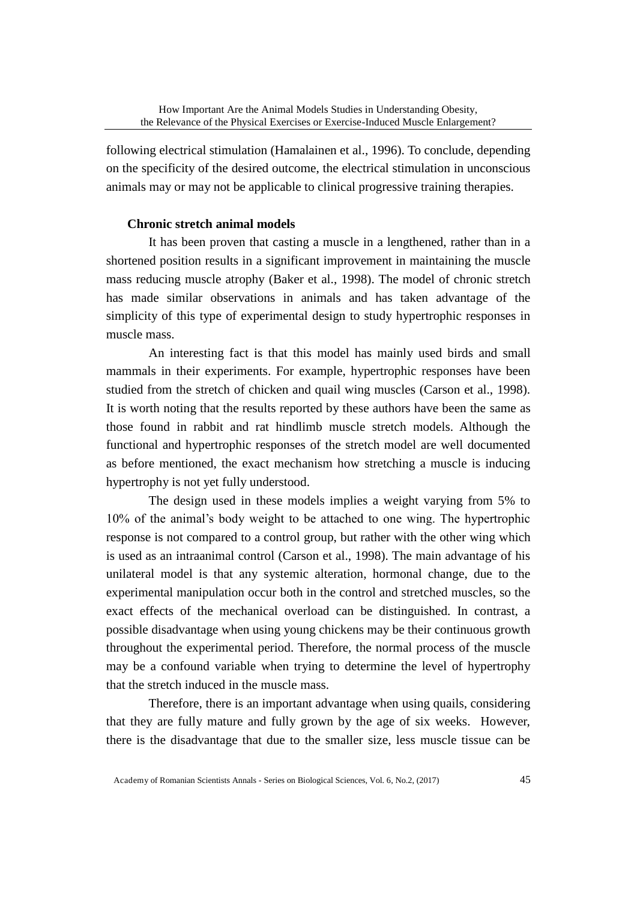following electrical stimulation (Hamalainen et al., 1996). To conclude, depending on the specificity of the desired outcome, the electrical stimulation in unconscious animals may or may not be applicable to clinical progressive training therapies.

### Chronic stretch animal models

It has been proven that casting a muscle in a lengthened, rather than in a shortened position results in a significant improvement in maintaining the muscle mass reducing muscle atrophy (Baker et al., 1998). The model of chronic stretch has made similar observations in animals and has taken advantage of the simplicity of this type of experimental design to study hypertrophic responses in muscle mass.

An interesting fact is that this model has mainly used birds and small mammals in their experiments. For example, hypertrophic responses have been studied from the stretch of chicken and quail wing muscles (Carson et al., 1998). It is worth noting that the results reported by these authors have been the same as those found in rabbit and rat hindlimb muscle stretch models. Although the functional and hypertrophic responses of the stretch model are well documented as before mentioned, the exact mechanism how stretching a muscle is inducing hypertrophy is not yet fully understood.

The design used in these models implies a weight varying from 5% to 10% of the animal's body weight to be attached to one wing. The hypertrophic response is not compared to a control group, but rather with the other wing which is used as an intraanimal control (Carson et al., 1998). The main advantage of his unilateral model is that any systemic alteration, hormonal change, due to the experimental manipulation occur both in the control and stretched muscles, so the exact effects of the mechanical overload can be distinguished. In contrast, a possible disadvantage when using young chickens may be their continuous growth throughout the experimental period. Therefore, the normal process of the muscle may be a confound variable when trying to determine the level of hypertrophy that the stretch induced in the muscle mass.

Therefore, there is an important advantage when using quails, considering that they are fully mature and fully grown by the age of six weeks. However, there is the disadvantage that due to the smaller size, less muscle tissue can be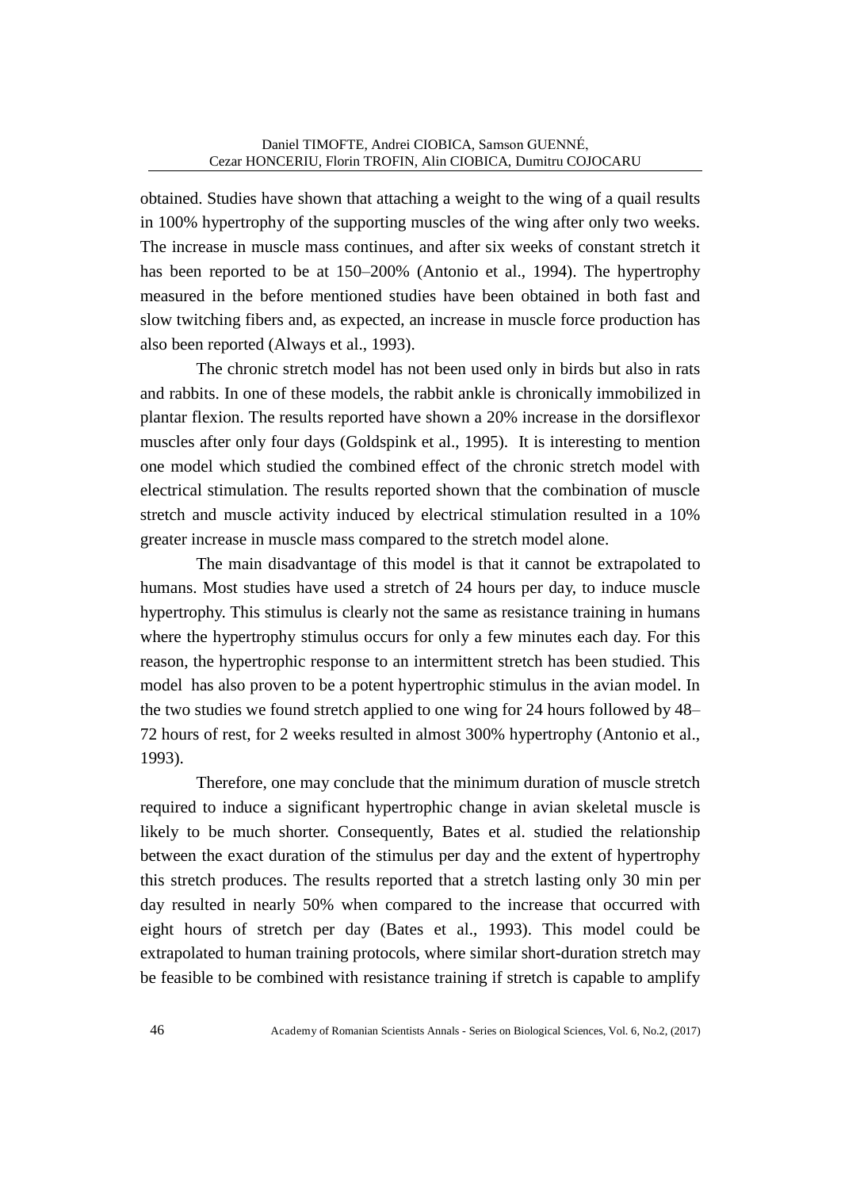obtained. Studies have shown that attaching a weight to the wing of a quail results in 100% hypertrophy of the supporting muscles of the wing after only two weeks. The increase in muscle mass continues, and after six weeks of constant stretch it has been reported to be at 150–200% (Antonio et al., 1994). The hypertrophy measured in the before mentioned studies have been obtained in both fast and slow twitching fibers and, as expected, an increase in muscle force production has also been reported (Always et al., 1993).

The chronic stretch model has not been used only in birds but also in rats and rabbits. In one of these models, the rabbit ankle is chronically immobilized in plantar flexion. The results reported have shown a 20% increase in the dorsiflexor muscles after only four days (Goldspink et al., 1995). It is interesting to mention one model which studied the combined effect of the chronic stretch model with electrical stimulation. The results reported shown that the combination of muscle stretch and muscle activity induced by electrical stimulation resulted in a 10% greater increase in muscle mass compared to the stretch model alone.

The main disadvantage of this model is that it cannot be extrapolated to humans. Most studies have used a stretch of 24 hours per day, to induce muscle hypertrophy. This stimulus is clearly not the same as resistance training in humans where the hypertrophy stimulus occurs for only a few minutes each day. For this reason, the hypertrophic response to an intermittent stretch has been studied. This model has also proven to be a potent hypertrophic stimulus in the avian model. In the two studies we found stretch applied to one wing for 24 hours followed by 48–72 hours of rest, for 2 weeks resulted in almost 300% hypertrophy (Antonio et al., 1993).

Therefore, one may conclude that the minimum duration of muscle stretch required to induce a significant hypertrophic change in avian skeletal muscle is likely to be much shorter. Consequently, Bates et al. studied the relationship between the exact duration of the stimulus per day and the extent of hypertrophy this stretch produces. The results reported that a stretch lasting only 30 min per day resulted in nearly 50% when compared to the increase that occurred with eight hours of stretch per day (Bates et al., 1993). This model could be extrapolated to human training protocols, where similar short-duration stretch may be feasible to be combined with resistance training if stretch is capable to amplify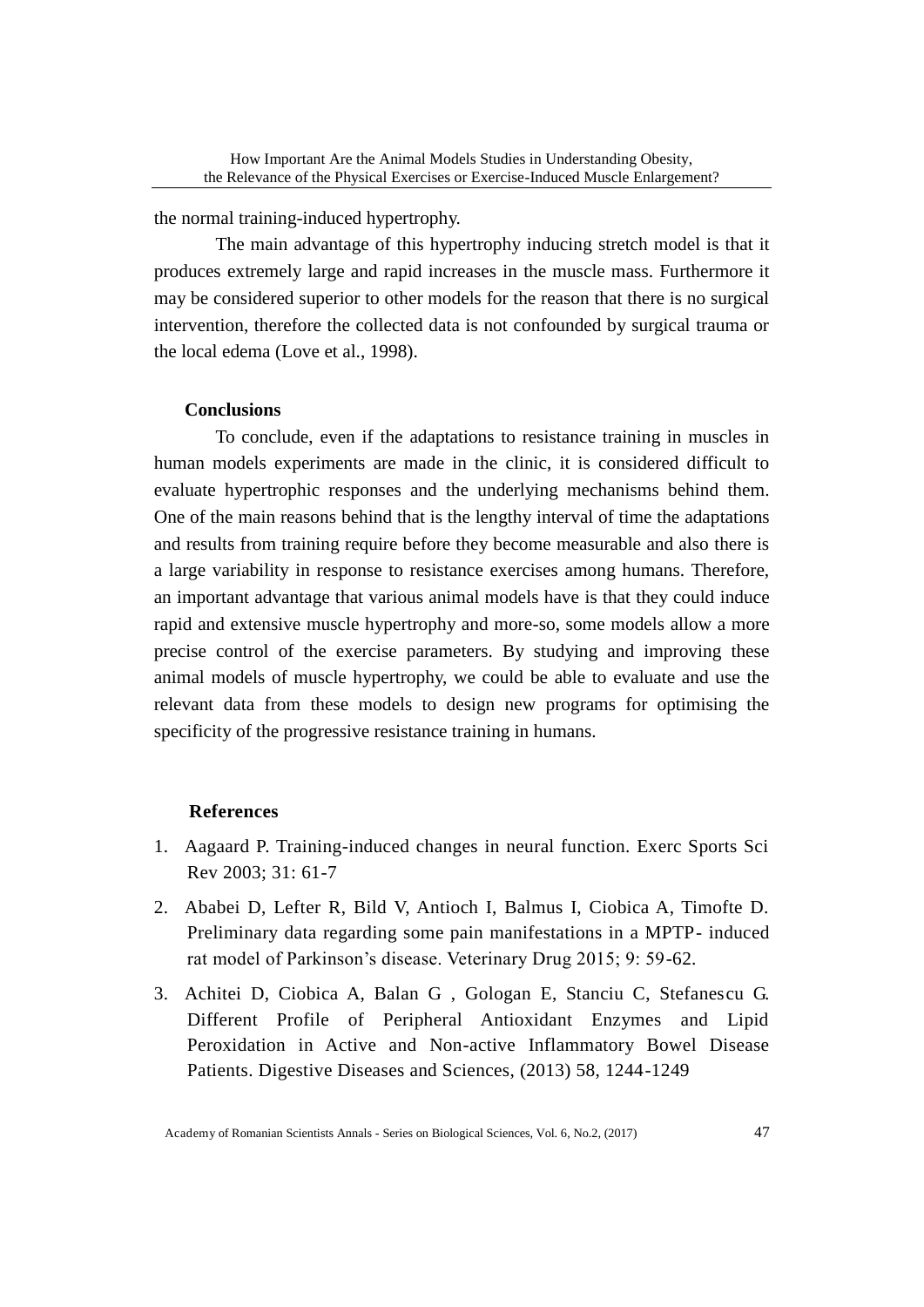the normal training-induced hypertrophy.

The main advantage of this hypertrophy inducing stretch model is that it produces extremely large and rapid increases in the muscle mass. Furthermore it may be considered superior to other models for the reason that there is no surgical intervention, therefore the collected data is not confounded by surgical trauma or the local edema (Love et al., 1998).

## Conclusions

To conclude, even if the adaptations to resistance training in muscles in human models experiments are made in the clinic, it is considered difficult to evaluate hypertrophic responses and the underlying mechanisms behind them. One of the main reasons behind that is the lengthy interval of time the adaptations and results from training require before they become measurable and also there is a large variability in response to resistance exercises among humans. Therefore, an important advantage that various animal models have is that they could induce rapid and extensive muscle hypertrophy and more-so, some models allow a more precise control of the exercise parameters. By studying and improving these animal models of muscle hypertrophy, we could be able to evaluate and use the relevant data from these models to design new programs for optimising the specificity of the progressive resistance training in humans.

## References

1. Aagaard P. Training-induced changes in neural function. Exerc Sports Sci Rev 2003; 31: 61-7
2. Ababei D, Lefter R, Bild V, Antioch I, Balmus I, Ciobica A, Timofte D. Preliminary data regarding some pain manifestations in a MPTP- induced rat model of Parkinson's disease. Veterinary Drug 2015; 9: 59-62.
3. Achitei D, Ciobica A, Balan G , Gologan E, Stanciu C, Stefanescu G. Different Profile of Peripheral Antioxidant Enzymes and Lipid Peroxidation in Active and Non-active Inflammatory Bowel Disease Patients. Digestive Diseases and Sciences, (2013) 58, 1244-1249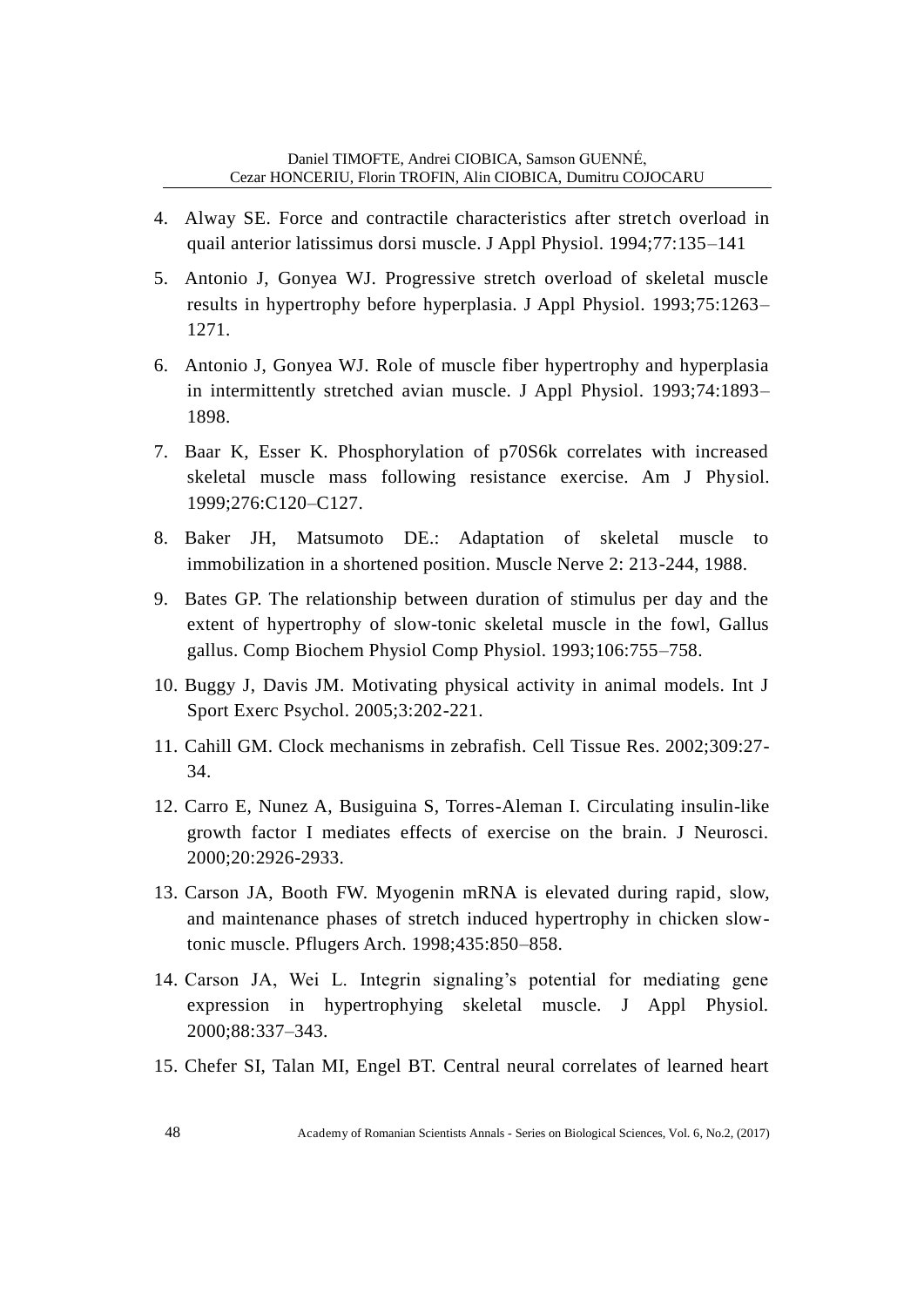4. Alway SE. Force and contractile characteristics after stretch overload in quail anterior latissimus dorsi muscle. J Appl Physiol. 1994;77:135–141

5. Antonio J, Gonyea WJ. Progressive stretch overload of skeletal muscle results in hypertrophy before hyperplasia. J Appl Physiol. 1993;75:1263–1271.

6. Antonio J, Gonyea WJ. Role of muscle fiber hypertrophy and hyperplasia in intermittently stretched avian muscle. J Appl Physiol. 1993;74:1893–1898.

7. Baar K, Esser K. Phosphorylation of p70S6k correlates with increased skeletal muscle mass following resistance exercise. Am J Physiol. 1999;276:C120–C127.

8. Baker JH, Matsumoto DE.: Adaptation of skeletal muscle to immobilization in a shortened position. Muscle Nerve 2: 213-244, 1988.

9. Bates GP. The relationship between duration of stimulus per day and the extent of hypertrophy of slow-tonic skeletal muscle in the fowl, Gallus gallus. Comp Biochem Physiol Comp Physiol. 1993;106:755–758.

10. Buggy J, Davis JM. Motivating physical activity in animal models. Int J Sport Exerc Psychol. 2005;3:202-221.

11. Cahill GM. Clock mechanisms in zebrafish. Cell Tissue Res. 2002;309:27-34.

12. Carro E, Nunez A, Busiguina S, Torres-Aleman I. Circulating insulin-like growth factor I mediates effects of exercise on the brain. J Neurosci. 2000;20:2926-2933.

13. Carson JA, Booth FW. Myogenin mRNA is elevated during rapid, slow, and maintenance phases of stretch induced hypertrophy in chicken slow-tonic muscle. Pflugers Arch. 1998;435:850–858.

14. Carson JA, Wei L. Integrin signaling's potential for mediating gene expression in hypertrophying skeletal muscle. J Appl Physiol. 2000;88:337–343.

15. Chefer SI, Talan MI, Engel BT. Central neural correlates of learned heart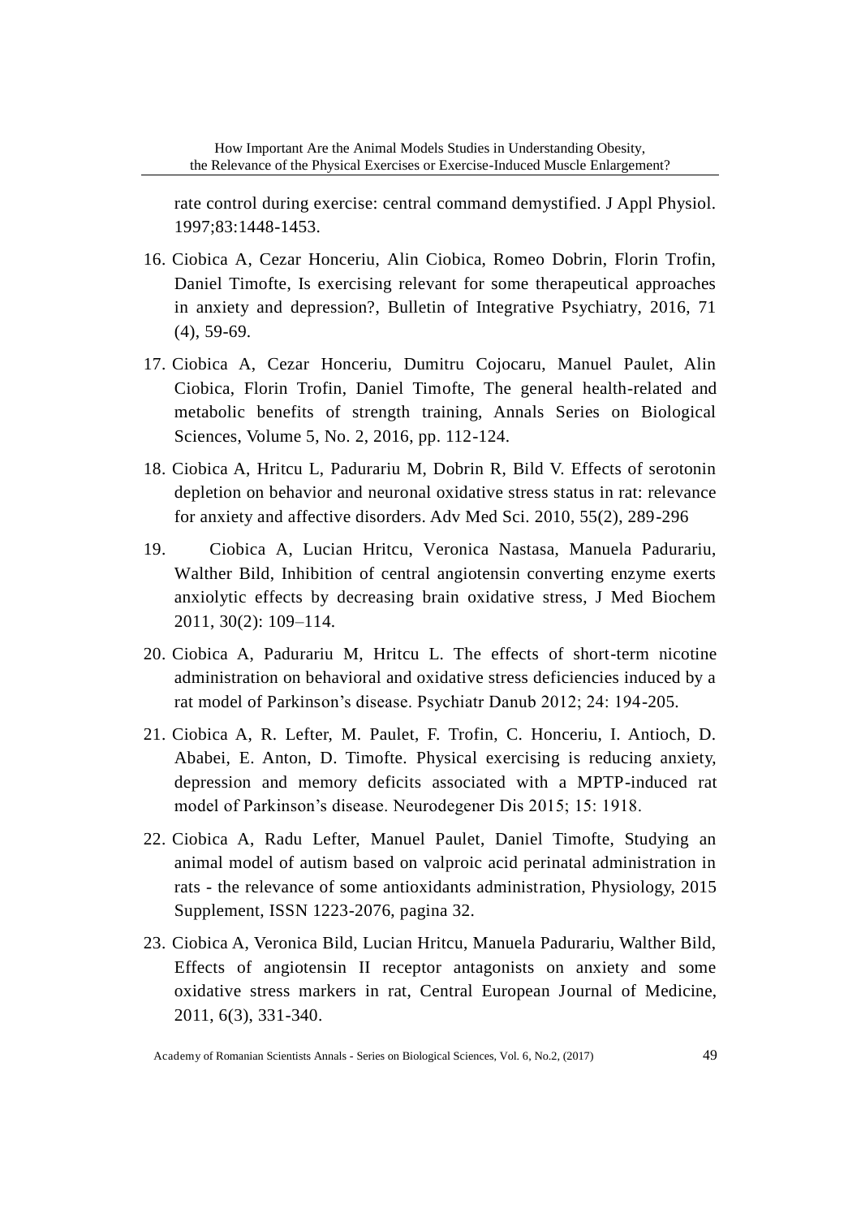rate control during exercise: central command demystified. J Appl Physiol. 1997;83:1448-1453.

16. Ciobica A, Cezar Honceriu, Alin Ciobica, Romeo Dobrin, Florin Trofin, Daniel Timofte, Is exercising relevant for some therapeutical approaches in anxiety and depression?, Bulletin of Integrative Psychiatry, 2016, 71 (4), 59-69.

17. Ciobica A, Cezar Honceriu, Dumitru Cojocaru, Manuel Paulet, Alin Ciobica, Florin Trofin, Daniel Timofte, The general health-related and metabolic benefits of strength training, Annals Series on Biological Sciences, Volume 5, No. 2, 2016, pp. 112-124.

18. Ciobica A, Hritcu L, Padurariu M, Dobrin R, Bild V. Effects of serotonin depletion on behavior and neuronal oxidative stress status in rat: relevance for anxiety and affective disorders. Adv Med Sci. 2010, 55(2), 289-296

19. Ciobica A, Lucian Hritcu, Veronica Nastasa, Manuela Padurariu, Walther Bild, Inhibition of central angiotensin converting enzyme exerts anxiolytic effects by decreasing brain oxidative stress, J Med Biochem 2011, 30(2): 109–114.

20. Ciobica A, Padurariu M, Hritcu L. The effects of short-term nicotine administration on behavioral and oxidative stress deficiencies induced by a rat model of Parkinson's disease. Psychiatr Danub 2012; 24: 194-205.

21. Ciobica A, R. Lefter, M. Paulet, F. Trofin, C. Honceriu, I. Antioch, D. Ababei, E. Anton, D. Timofte. Physical exercising is reducing anxiety, depression and memory deficits associated with a MPTP-induced rat model of Parkinson's disease. Neurodegener Dis 2015; 15: 1918.

22. Ciobica A, Radu Lefter, Manuel Paulet, Daniel Timofte, Studying an animal model of autism based on valproic acid perinatal administration in rats - the relevance of some antioxidants administration, Physiology, 2015 Supplement, ISSN 1223-2076, pagina 32.

23. Ciobica A, Veronica Bild, Lucian Hritcu, Manuela Padurariu, Walther Bild, Effects of angiotensin II receptor antagonists on anxiety and some oxidative stress markers in rat, Central European Journal of Medicine, 2011, 6(3), 331-340.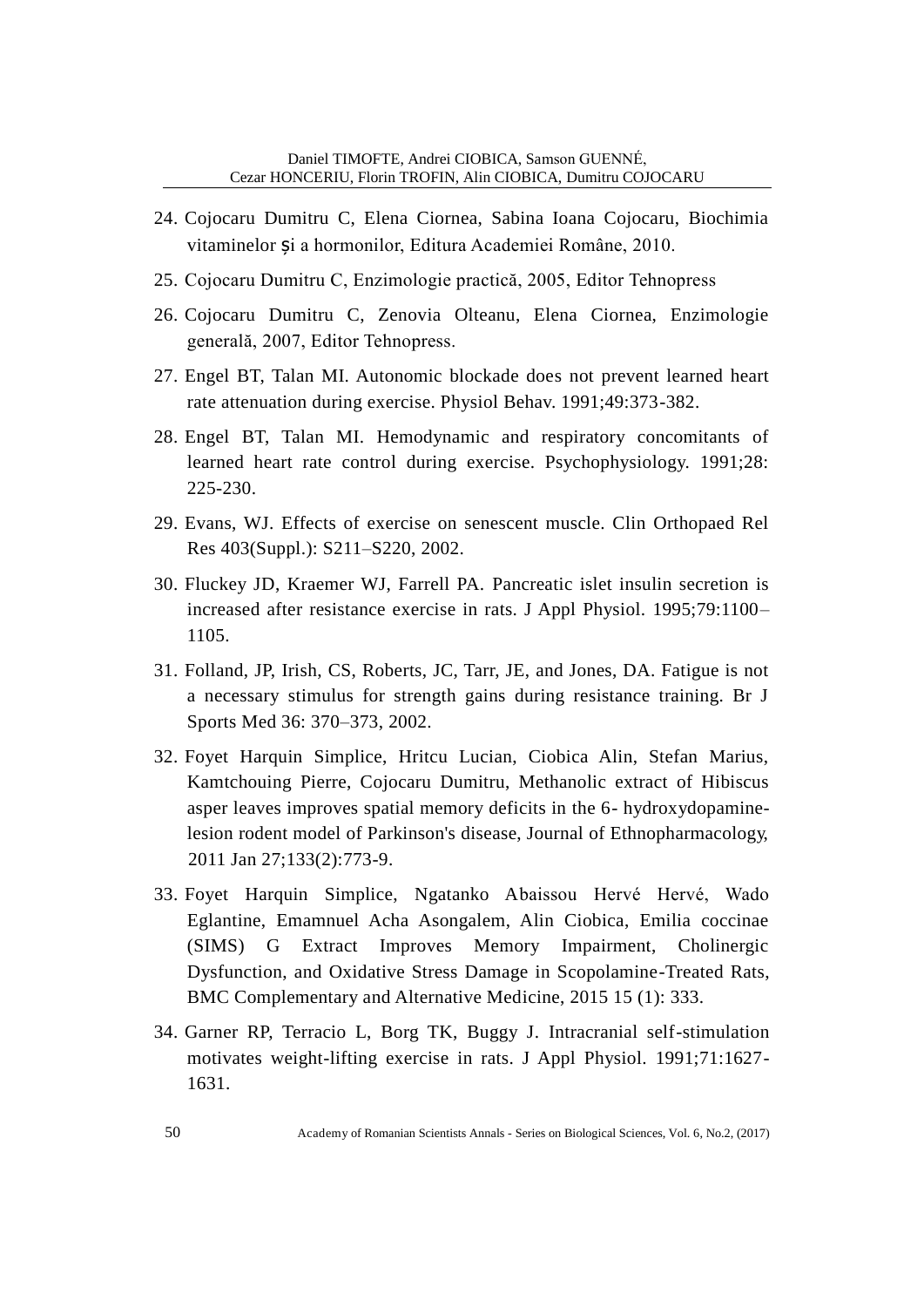24. Cojocaru Dumitru C, Elena Ciornea, Sabina Ioana Cojocaru, Biochimia vitaminelor și a hormonilor, Editura Academiei Române, 2010.
25. Cojocaru Dumitru C, Enzimologie practică, 2005, Editor Tehnopress
26. Cojocaru Dumitru C, Zenovia Olteanu, Elena Ciornea, Enzimologie generală, 2007, Editor Tehnopress.
27. Engel BT, Talan MI. Autonomic blockade does not prevent learned heart rate attenuation during exercise. Physiol Behav. 1991;49:373-382.
28. Engel BT, Talan MI. Hemodynamic and respiratory concomitants of learned heart rate control during exercise. Psychophysiology. 1991;28: 225-230.
29. Evans, WJ. Effects of exercise on senescent muscle. Clin Orthopaed Rel Res 403(Suppl.): S211–S220, 2002.
30. Fluckey JD, Kraemer WJ, Farrell PA. Pancreatic islet insulin secretion is increased after resistance exercise in rats. J Appl Physiol. 1995;79:1100–1105.
31. Folland, JP, Irish, CS, Roberts, JC, Tarr, JE, and Jones, DA. Fatigue is not a necessary stimulus for strength gains during resistance training. Br J Sports Med 36: 370–373, 2002.
32. Foyet Harquin Simplice, Hritcu Lucian, Ciobica Alin, Stefan Marius, Kamtchouing Pierre, Cojocaru Dumitru, Methanolic extract of Hibiscus asper leaves improves spatial memory deficits in the 6- hydroxydopamine-lesion rodent model of Parkinson's disease, Journal of Ethnopharmacology, 2011 Jan 27;133(2):773-9.
33. Foyet Harquin Simplice, Ngatanko Abaissou Hervé Hervé, Wado Eglantine, Emamnuel Acha Asongalem, Alin Ciobica, Emilia coccinae (SIMS) G Extract Improves Memory Impairment, Cholinergic Dysfunction, and Oxidative Stress Damage in Scopolamine-Treated Rats, BMC Complementary and Alternative Medicine, 2015 15 (1): 333.
34. Garner RP, Terracio L, Borg TK, Buggy J. Intracranial self-stimulation motivates weight-lifting exercise in rats. J Appl Physiol. 1991;71:1627-1631.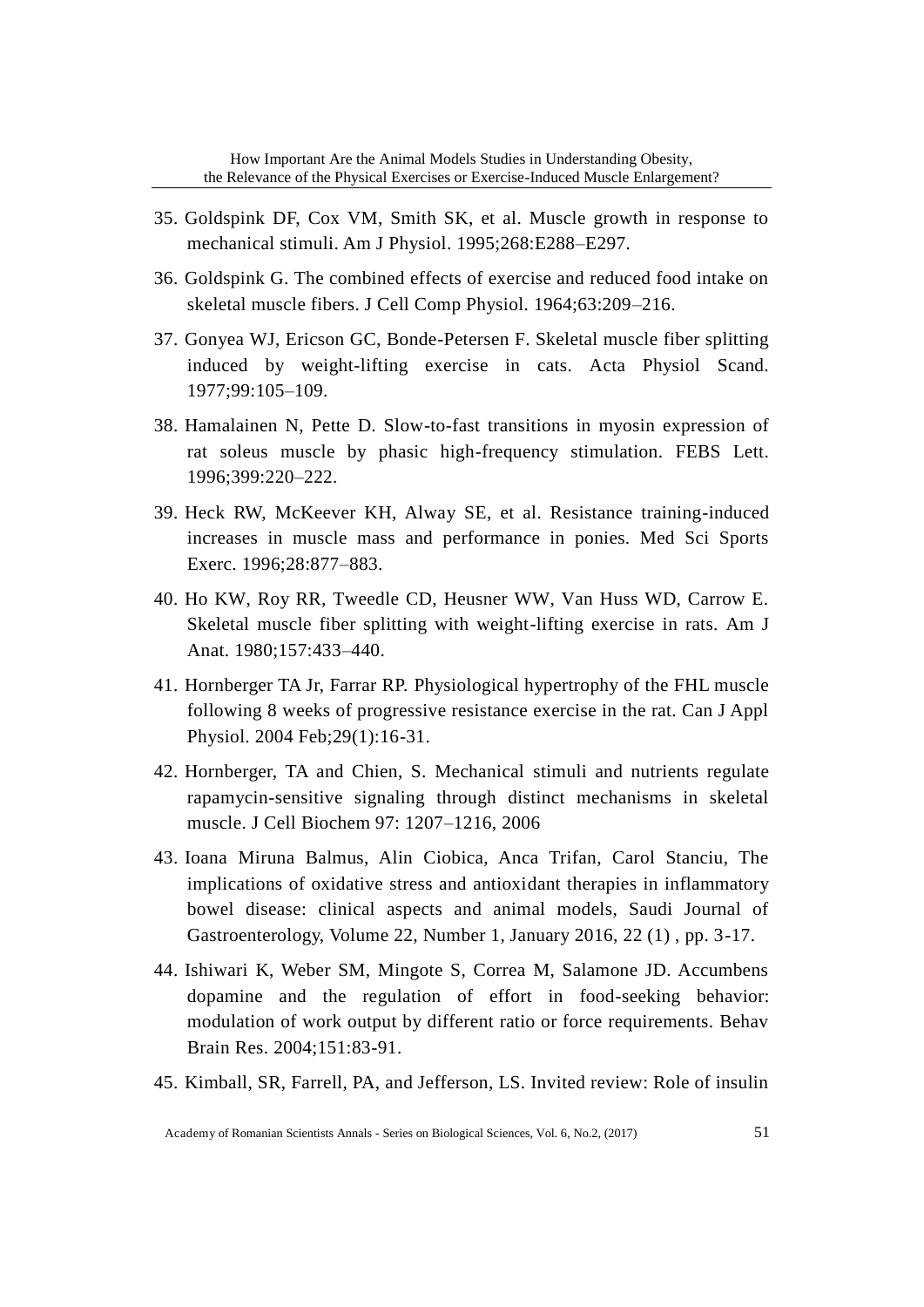35. Goldspink DF, Cox VM, Smith SK, et al. Muscle growth in response to mechanical stimuli. Am J Physiol. 1995;268:E288–E297.

36. Goldspink G. The combined effects of exercise and reduced food intake on skeletal muscle fibers. J Cell Comp Physiol. 1964;63:209–216.

37. Gonyea WJ, Ericson GC, Bonde-Petersen F. Skeletal muscle fiber splitting induced by weight-lifting exercise in cats. Acta Physiol Scand. 1977;99:105–109.

38. Hamalainen N, Pette D. Slow-to-fast transitions in myosin expression of rat soleus muscle by phasic high-frequency stimulation. FEBS Lett. 1996;399:220–222.

39. Heck RW, McKeever KH, Alway SE, et al. Resistance training-induced increases in muscle mass and performance in ponies. Med Sci Sports Exerc. 1996;28:877–883.

40. Ho KW, Roy RR, Tweedle CD, Heusner WW, Van Huss WD, Carrow E. Skeletal muscle fiber splitting with weight-lifting exercise in rats. Am J Anat. 1980;157:433–440.

41. Hornberger TA Jr, Farrar RP. Physiological hypertrophy of the FHL muscle following 8 weeks of progressive resistance exercise in the rat. Can J Appl Physiol. 2004 Feb;29(1):16-31.

42. Hornberger, TA and Chien, S. Mechanical stimuli and nutrients regulate rapamycin-sensitive signaling through distinct mechanisms in skeletal muscle. J Cell Biochem 97: 1207–1216, 2006

43. Ioana Miruna Balmus, Alin Ciobica, Anca Trifan, Carol Stanciu, The implications of oxidative stress and antioxidant therapies in inflammatory bowel disease: clinical aspects and animal models, Saudi Journal of Gastroenterology, Volume 22, Number 1, January 2016, 22 (1) , pp. 3-17.

44. Ishiwari K, Weber SM, Mingote S, Correa M, Salamone JD. Accumbens dopamine and the regulation of effort in food-seeking behavior: modulation of work output by different ratio or force requirements. Behav Brain Res. 2004;151:83-91.

45. Kimball, SR, Farrell, PA, and Jefferson, LS. Invited review: Role of insulin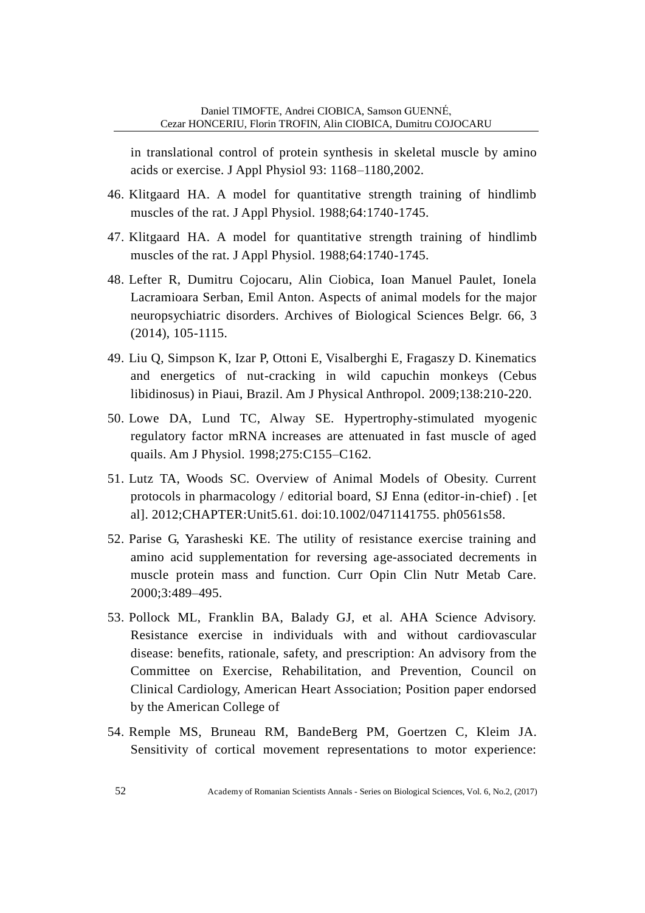in translational control of protein synthesis in skeletal muscle by amino acids or exercise. J Appl Physiol 93: 1168–1180,2002.

46. Klitgaard HA. A model for quantitative strength training of hindlimb muscles of the rat. J Appl Physiol. 1988;64:1740-1745.

47. Klitgaard HA. A model for quantitative strength training of hindlimb muscles of the rat. J Appl Physiol. 1988;64:1740-1745.

48. Lefter R, Dumitru Cojocaru, Alin Ciobica, Ioan Manuel Paulet, Ionela Lacramioara Serban, Emil Anton. Aspects of animal models for the major neuropsychiatric disorders. Archives of Biological Sciences Belgr. 66, 3 (2014), 105-1115.

49. Liu Q, Simpson K, Izar P, Ottoni E, Visalberghi E, Fragaszy D. Kinematics and energetics of nut-cracking in wild capuchin monkeys (Cebus libidinosus) in Piaui, Brazil. Am J Physical Anthropol. 2009;138:210-220.

50. Lowe DA, Lund TC, Alway SE. Hypertrophy-stimulated myogenic regulatory factor mRNA increases are attenuated in fast muscle of aged quails. Am J Physiol. 1998;275:C155–C162.

51. Lutz TA, Woods SC. Overview of Animal Models of Obesity. Current protocols in pharmacology / editorial board, SJ Enna (editor-in-chief) . [et al]. 2012;CHAPTER:Unit5.61. doi:10.1002/0471141755. ph0561s58.

52. Parise G, Yarasheski KE. The utility of resistance exercise training and amino acid supplementation for reversing age-associated decrements in muscle protein mass and function. Curr Opin Clin Nutr Metab Care. 2000;3:489–495.

53. Pollock ML, Franklin BA, Balady GJ, et al. AHA Science Advisory. Resistance exercise in individuals with and without cardiovascular disease: benefits, rationale, safety, and prescription: An advisory from the Committee on Exercise, Rehabilitation, and Prevention, Council on Clinical Cardiology, American Heart Association; Position paper endorsed by the American College of

54. Remple MS, Bruneau RM, BandeBerg PM, Goertzen C, Kleim JA. Sensitivity of cortical movement representations to motor experience: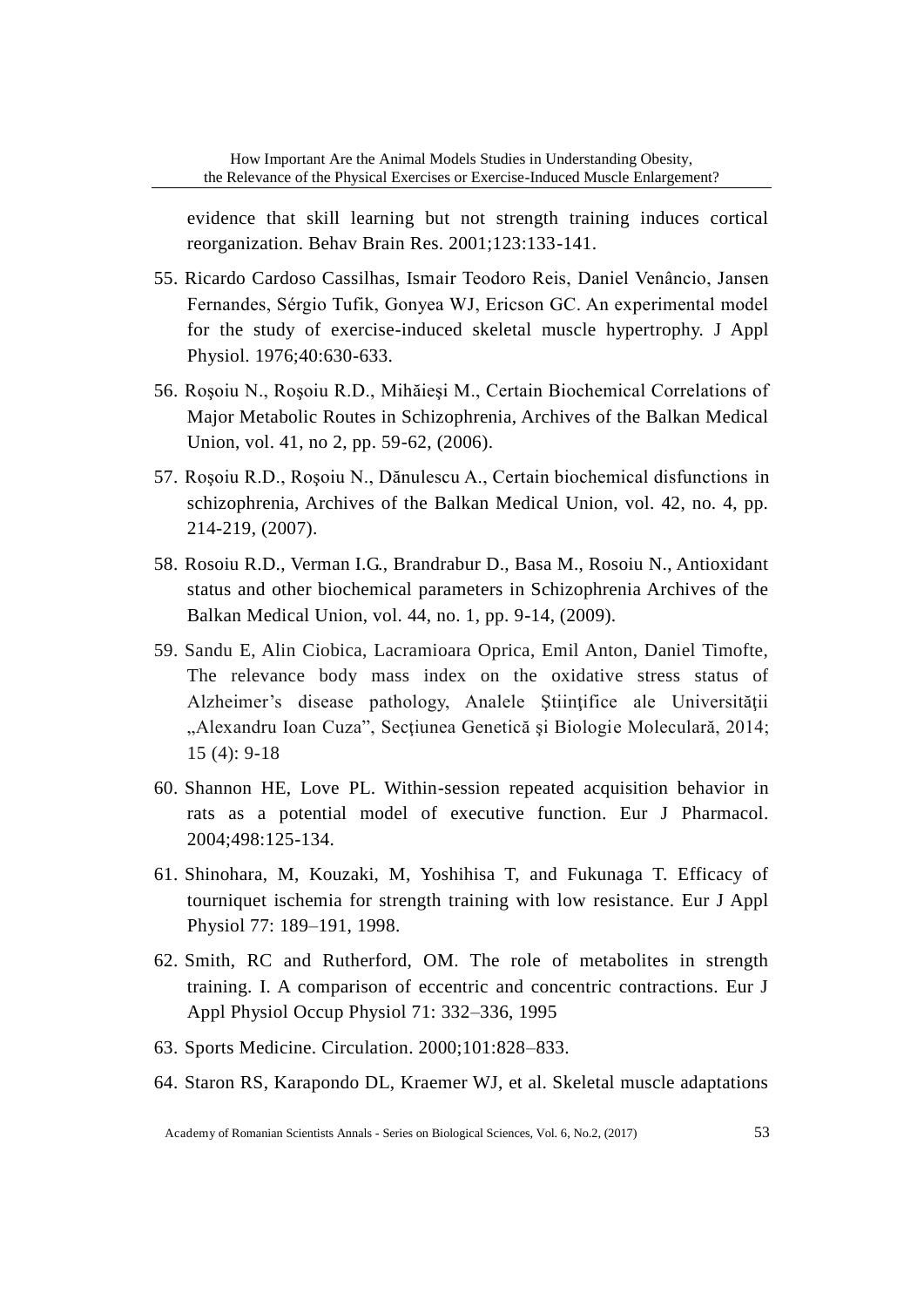evidence that skill learning but not strength training induces cortical reorganization. Behav Brain Res. 2001;123:133-141.

55. Ricardo Cardoso Cassilhas, Ismair Teodoro Reis, Daniel Venâncio, Jansen Fernandes, Sérgio Tufik, Gonyea WJ, Ericson GC. An experimental model for the study of exercise-induced skeletal muscle hypertrophy. J Appl Physiol. 1976;40:630-633.

56. Roşoiu N., Roşoiu R.D., Mihăieşi M., Certain Biochemical Correlations of Major Metabolic Routes in Schizophrenia, Archives of the Balkan Medical Union, vol. 41, no 2, pp. 59-62, (2006).

57. Roşoiu R.D., Roşoiu N., Dănulescu A., Certain biochemical disfunctions in schizophrenia, Archives of the Balkan Medical Union, vol. 42, no. 4, pp. 214-219, (2007).

58. Rosoiu R.D., Verman I.G., Brandrabur D., Basa M., Rosoiu N., Antioxidant status and other biochemical parameters in Schizophrenia Archives of the Balkan Medical Union, vol. 44, no. 1, pp. 9-14, (2009).

59. Sandu E, Alin Ciobica, Lacramioara Oprica, Emil Anton, Daniel Timofte, The relevance body mass index on the oxidative stress status of Alzheimer's disease pathology, Analele Ştiinţifice ale Universităţii „Alexandru Ioan Cuza", Secţiunea Genetică şi Biologie Moleculară, 2014; 15 (4): 9-18

60. Shannon HE, Love PL. Within-session repeated acquisition behavior in rats as a potential model of executive function. Eur J Pharmacol. 2004;498:125-134.

61. Shinohara, M, Kouzaki, M, Yoshihisa T, and Fukunaga T. Efficacy of tourniquet ischemia for strength training with low resistance. Eur J Appl Physiol 77: 189–191, 1998.

62. Smith, RC and Rutherford, OM. The role of metabolites in strength training. I. A comparison of eccentric and concentric contractions. Eur J Appl Physiol Occup Physiol 71: 332–336, 1995

63. Sports Medicine. Circulation. 2000;101:828–833.

64. Staron RS, Karapondo DL, Kraemer WJ, et al. Skeletal muscle adaptations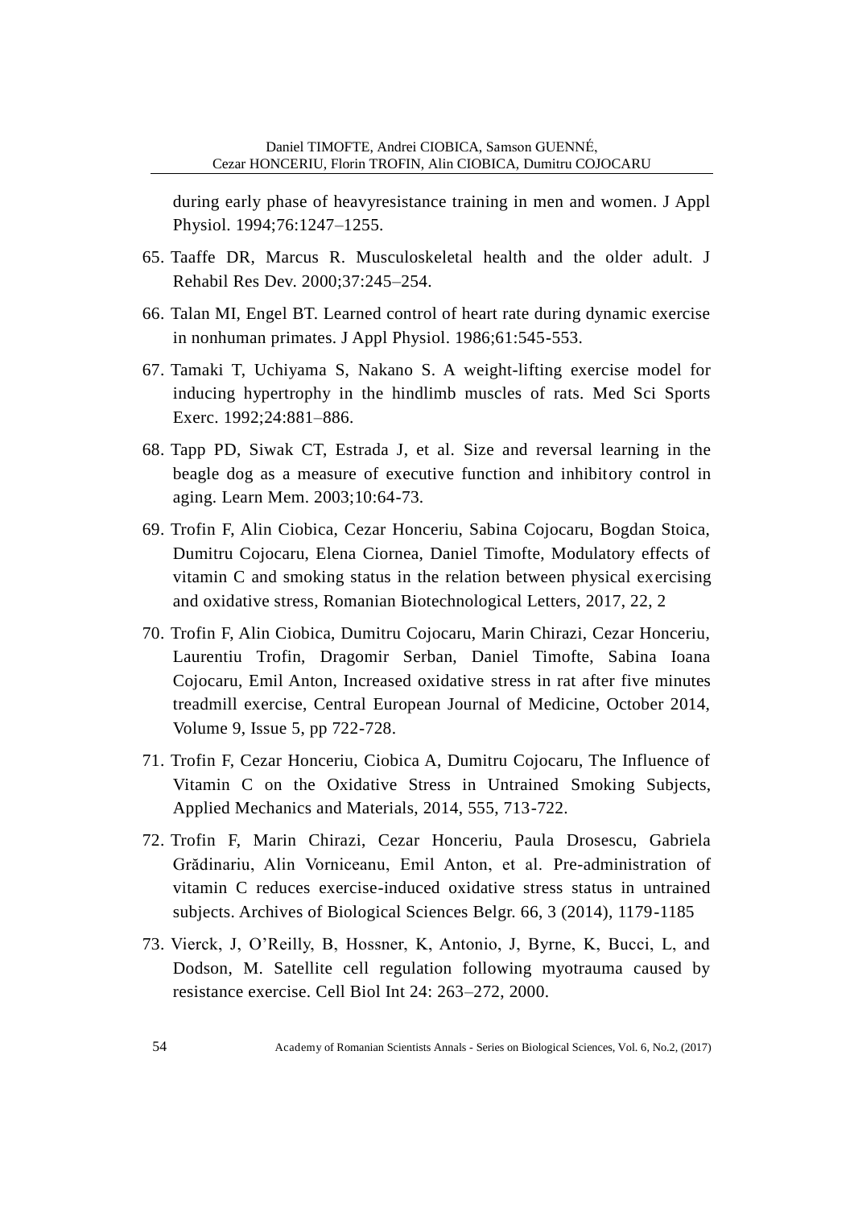during early phase of heavyresistance training in men and women. J Appl Physiol. 1994;76:1247–1255.

65. Taaffe DR, Marcus R. Musculoskeletal health and the older adult. J Rehabil Res Dev. 2000;37:245–254.
66. Talan MI, Engel BT. Learned control of heart rate during dynamic exercise in nonhuman primates. J Appl Physiol. 1986;61:545-553.
67. Tamaki T, Uchiyama S, Nakano S. A weight-lifting exercise model for inducing hypertrophy in the hindlimb muscles of rats. Med Sci Sports Exerc. 1992;24:881–886.
68. Tapp PD, Siwak CT, Estrada J, et al. Size and reversal learning in the beagle dog as a measure of executive function and inhibitory control in aging. Learn Mem. 2003;10:64-73.
69. Trofin F, Alin Ciobica, Cezar Honceriu, Sabina Cojocaru, Bogdan Stoica, Dumitru Cojocaru, Elena Ciornea, Daniel Timofte, Modulatory effects of vitamin C and smoking status in the relation between physical exercising and oxidative stress, Romanian Biotechnological Letters, 2017, 22, 2
70. Trofin F, Alin Ciobica, Dumitru Cojocaru, Marin Chirazi, Cezar Honceriu, Laurentiu Trofin, Dragomir Serban, Daniel Timofte, Sabina Ioana Cojocaru, Emil Anton, Increased oxidative stress in rat after five minutes treadmill exercise, Central European Journal of Medicine, October 2014, Volume 9, Issue 5, pp 722-728.
71. Trofin F, Cezar Honceriu, Ciobica A, Dumitru Cojocaru, The Influence of Vitamin C on the Oxidative Stress in Untrained Smoking Subjects, Applied Mechanics and Materials, 2014, 555, 713-722.
72. Trofin F, Marin Chirazi, Cezar Honceriu, Paula Drosescu, Gabriela Grădinariu, Alin Vorniceanu, Emil Anton, et al. Pre-administration of vitamin C reduces exercise-induced oxidative stress status in untrained subjects. Archives of Biological Sciences Belgr. 66, 3 (2014), 1179-1185
73. Vierck, J, O'Reilly, B, Hossner, K, Antonio, J, Byrne, K, Bucci, L, and Dodson, M. Satellite cell regulation following myotrauma caused by resistance exercise. Cell Biol Int 24: 263–272, 2000.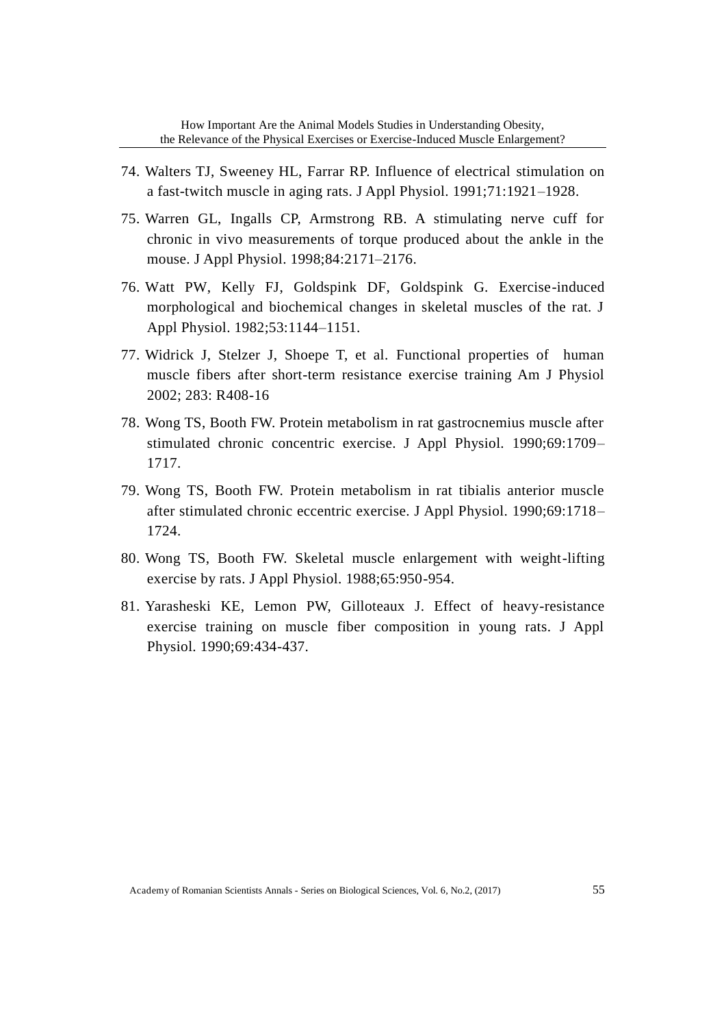74. Walters TJ, Sweeney HL, Farrar RP. Influence of electrical stimulation on a fast-twitch muscle in aging rats. J Appl Physiol. 1991;71:1921–1928.

75. Warren GL, Ingalls CP, Armstrong RB. A stimulating nerve cuff for chronic in vivo measurements of torque produced about the ankle in the mouse. J Appl Physiol. 1998;84:2171–2176.

76. Watt PW, Kelly FJ, Goldspink DF, Goldspink G. Exercise-induced morphological and biochemical changes in skeletal muscles of the rat. J Appl Physiol. 1982;53:1144–1151.

77. Widrick J, Stelzer J, Shoepe T, et al. Functional properties of human muscle fibers after short-term resistance exercise training Am J Physiol 2002; 283: R408-16

78. Wong TS, Booth FW. Protein metabolism in rat gastrocnemius muscle after stimulated chronic concentric exercise. J Appl Physiol. 1990;69:1709–1717.

79. Wong TS, Booth FW. Protein metabolism in rat tibialis anterior muscle after stimulated chronic eccentric exercise. J Appl Physiol. 1990;69:1718–1724.

80. Wong TS, Booth FW. Skeletal muscle enlargement with weight-lifting exercise by rats. J Appl Physiol. 1988;65:950-954.

81. Yarasheski KE, Lemon PW, Gilloteaux J. Effect of heavy-resistance exercise training on muscle fiber composition in young rats. J Appl Physiol. 1990;69:434-437.